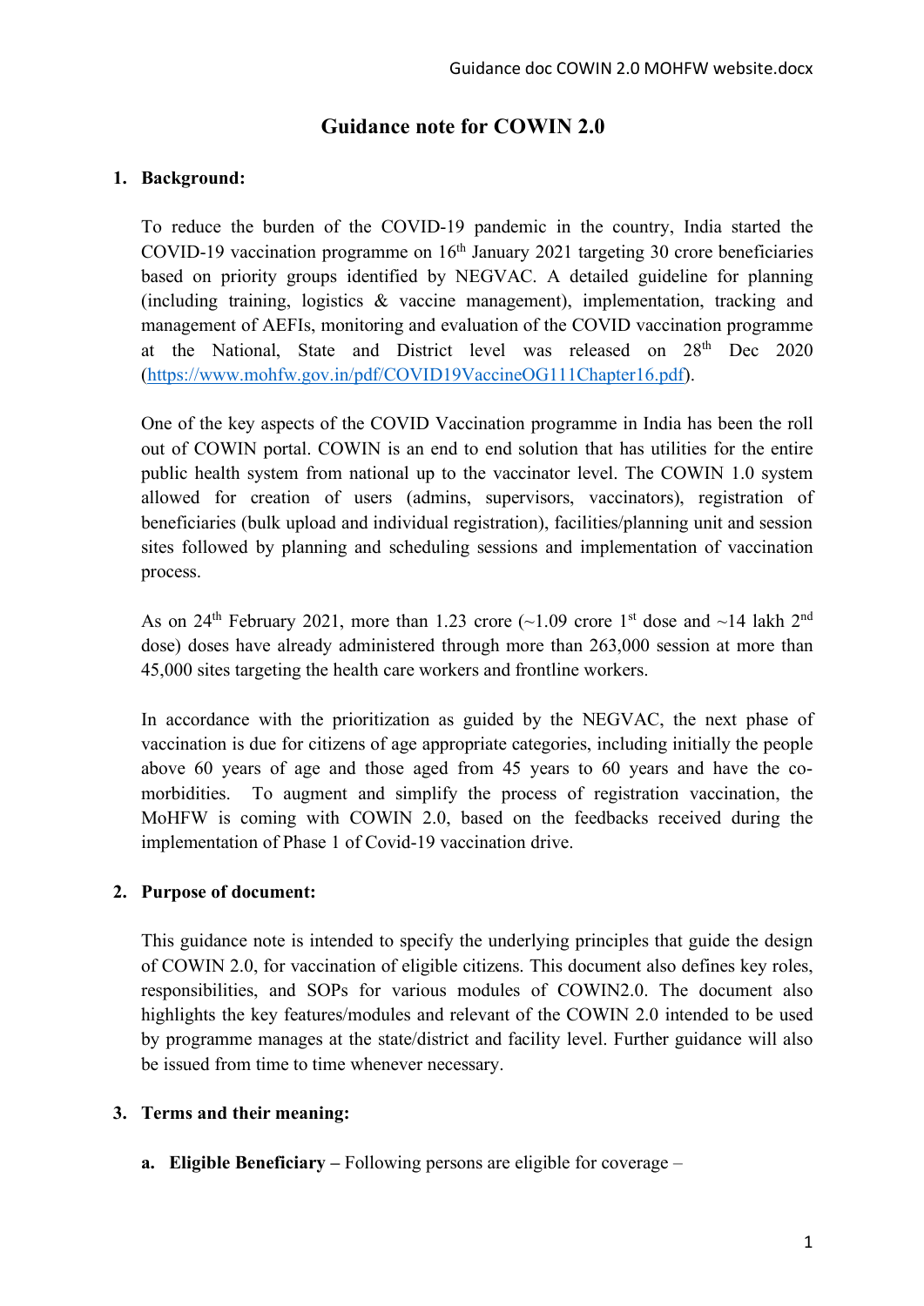# Guidance note for COWIN 2.0

## 1. Background:

To reduce the burden of the COVID-19 pandemic in the country, India started the COVID-19 vaccination programme on 16th January 2021 targeting 30 crore beneficiaries based on priority groups identified by NEGVAC. A detailed guideline for planning (including training, logistics & vaccine management), implementation, tracking and management of AEFIs, monitoring and evaluation of the COVID vaccination programme at the National, State and District level was released on 28th Dec 2020 (https://www.mohfw.gov.in/pdf/COVID19VaccineOG111Chapter16.pdf).

One of the key aspects of the COVID Vaccination programme in India has been the roll out of COWIN portal. COWIN is an end to end solution that has utilities for the entire public health system from national up to the vaccinator level. The COWIN 1.0 system allowed for creation of users (admins, supervisors, vaccinators), registration of beneficiaries (bulk upload and individual registration), facilities/planning unit and session sites followed by planning and scheduling sessions and implementation of vaccination process.

As on 24th February 2021, more than 1.23 crore (~1.09 crore 1st dose and ~14 lakh 2nd dose) doses have already administered through more than 263,000 session at more than 45,000 sites targeting the health care workers and frontline workers.

In accordance with the prioritization as guided by the NEGVAC, the next phase of vaccination is due for citizens of age appropriate categories, including initially the people above 60 years of age and those aged from 45 years to 60 years and have the co-morbidities. To augment and simplify the process of registration vaccination, the MoHFW is coming with COWIN 2.0, based on the feedbacks received during the implementation of Phase 1 of Covid-19 vaccination drive.

## 2. Purpose of document:

This guidance note is intended to specify the underlying principles that guide the design of COWIN 2.0, for vaccination of eligible citizens. This document also defines key roles, responsibilities, and SOPs for various modules of COWIN2.0. The document also highlights the key features/modules and relevant of the COWIN 2.0 intended to be used by programme manages at the state/district and facility level. Further guidance will also be issued from time to time whenever necessary.

## 3. Terms and their meaning:

a. **Eligible Beneficiary –** Following persons are eligible for coverage –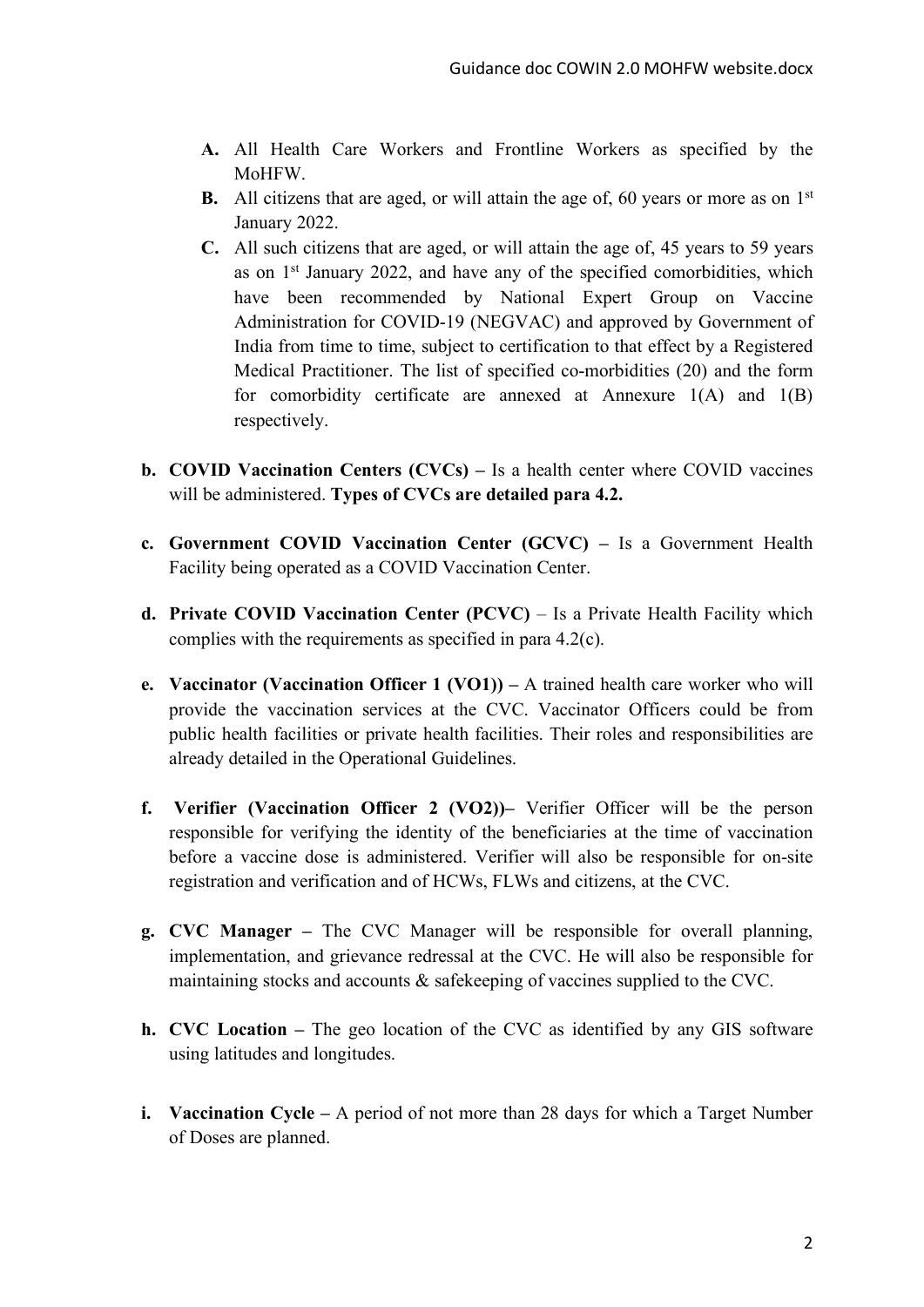A. All Health Care Workers and Frontline Workers as specified by the MoHFW.

B. All citizens that are aged, or will attain the age of, 60 years or more as on 1st January 2022.

C. All such citizens that are aged, or will attain the age of, 45 years to 59 years as on 1st January 2022, and have any of the specified comorbidities, which have been recommended by National Expert Group on Vaccine Administration for COVID-19 (NEGVAC) and approved by Government of India from time to time, subject to certification to that effect by a Registered Medical Practitioner. The list of specified co-morbidities (20) and the form for comorbidity certificate are annexed at Annexure 1(A) and 1(B) respectively.

**b. COVID Vaccination Centers (CVCs) –** Is a health center where COVID vaccines will be administered. **Types of CVCs are detailed para 4.2.**

**c. Government COVID Vaccination Center (GCVC) –** Is a Government Health Facility being operated as a COVID Vaccination Center.

**d. Private COVID Vaccination Center (PCVC)** – Is a Private Health Facility which complies with the requirements as specified in para 4.2(c).

**e. Vaccinator (Vaccination Officer 1 (VO1)) –** A trained health care worker who will provide the vaccination services at the CVC. Vaccinator Officers could be from public health facilities or private health facilities. Their roles and responsibilities are already detailed in the Operational Guidelines.

**f. Verifier (Vaccination Officer 2 (VO2))–** Verifier Officer will be the person responsible for verifying the identity of the beneficiaries at the time of vaccination before a vaccine dose is administered. Verifier will also be responsible for on-site registration and verification and of HCWs, FLWs and citizens, at the CVC.

**g. CVC Manager –** The CVC Manager will be responsible for overall planning, implementation, and grievance redressal at the CVC. He will also be responsible for maintaining stocks and accounts & safekeeping of vaccines supplied to the CVC.

**h. CVC Location –** The geo location of the CVC as identified by any GIS software using latitudes and longitudes.

**i. Vaccination Cycle –** A period of not more than 28 days for which a Target Number of Doses are planned.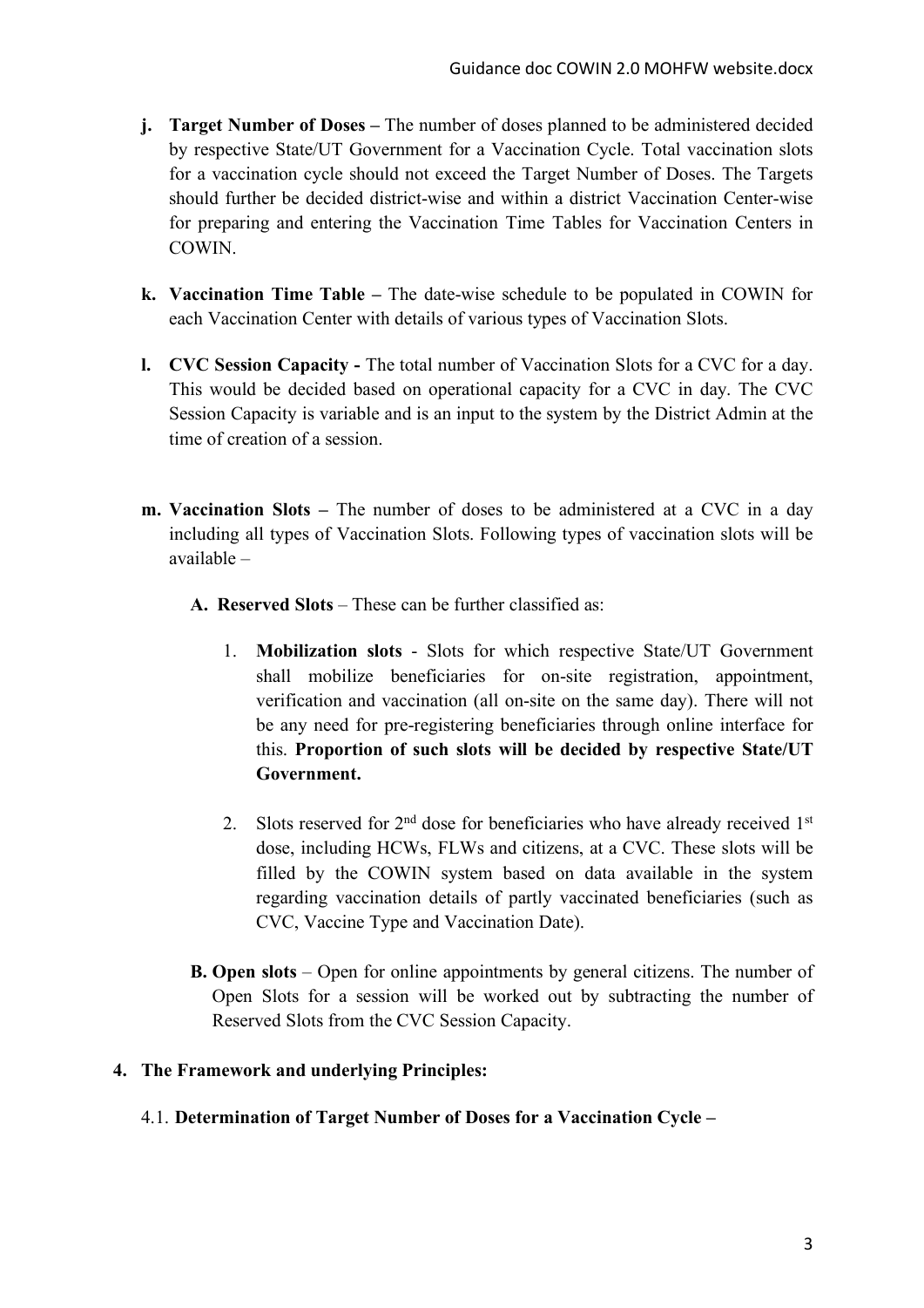j. **Target Number of Doses –** The number of doses planned to be administered decided by respective State/UT Government for a Vaccination Cycle. Total vaccination slots for a vaccination cycle should not exceed the Target Number of Doses. The Targets should further be decided district-wise and within a district Vaccination Center-wise for preparing and entering the Vaccination Time Tables for Vaccination Centers in COWIN.

k. **Vaccination Time Table –** The date-wise schedule to be populated in COWIN for each Vaccination Center with details of various types of Vaccination Slots.

l. **CVC Session Capacity -** The total number of Vaccination Slots for a CVC for a day. This would be decided based on operational capacity for a CVC in day. The CVC Session Capacity is variable and is an input to the system by the District Admin at the time of creation of a session.

m. **Vaccination Slots –** The number of doses to be administered at a CVC in a day including all types of Vaccination Slots. Following types of vaccination slots will be available –

   A. **Reserved Slots** – These can be further classified as:

      1. **Mobilization slots** - Slots for which respective State/UT Government shall mobilize beneficiaries for on-site registration, appointment, verification and vaccination (all on-site on the same day). There will not be any need for pre-registering beneficiaries through online interface for this. **Proportion of such slots will be decided by respective State/UT Government.**

      2. Slots reserved for 2nd dose for beneficiaries who have already received 1st dose, including HCWs, FLWs and citizens, at a CVC. These slots will be filled by the COWIN system based on data available in the system regarding vaccination details of partly vaccinated beneficiaries (such as CVC, Vaccine Type and Vaccination Date).

   B. **Open slots** – Open for online appointments by general citizens. The number of Open Slots for a session will be worked out by subtracting the number of Reserved Slots from the CVC Session Capacity.

## 4. The Framework and underlying Principles:

### 4.1. Determination of Target Number of Doses for a Vaccination Cycle –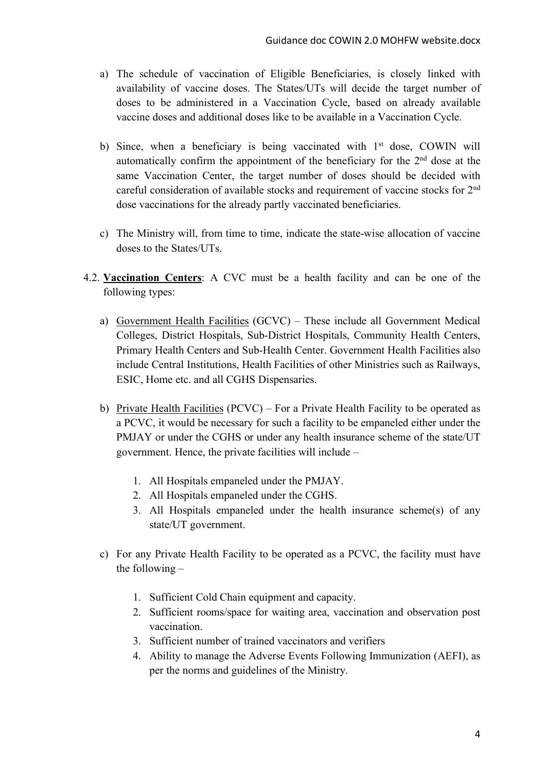a) The schedule of vaccination of Eligible Beneficiaries, is closely linked with availability of vaccine doses. The States/UTs will decide the target number of doses to be administered in a Vaccination Cycle, based on already available vaccine doses and additional doses like to be available in a Vaccination Cycle.

b) Since, when a beneficiary is being vaccinated with 1st dose, COWIN will automatically confirm the appointment of the beneficiary for the 2nd dose at the same Vaccination Center, the target number of doses should be decided with careful consideration of available stocks and requirement of vaccine stocks for 2nd dose vaccinations for the already partly vaccinated beneficiaries.

c) The Ministry will, from time to time, indicate the state-wise allocation of vaccine doses to the States/UTs.

4.2. **Vaccination Centers**: A CVC must be a health facility and can be one of the following types:

a) Government Health Facilities (GCVC) – These include all Government Medical Colleges, District Hospitals, Sub-District Hospitals, Community Health Centers, Primary Health Centers and Sub-Health Center. Government Health Facilities also include Central Institutions, Health Facilities of other Ministries such as Railways, ESIC, Home etc. and all CGHS Dispensaries.

b) Private Health Facilities (PCVC) – For a Private Health Facility to be operated as a PCVC, it would be necessary for such a facility to be empaneled either under the PMJAY or under the CGHS or under any health insurance scheme of the state/UT government. Hence, the private facilities will include –

   1. All Hospitals empaneled under the PMJAY.
   2. All Hospitals empaneled under the CGHS.
   3. All Hospitals empaneled under the health insurance scheme(s) of any state/UT government.

c) For any Private Health Facility to be operated as a PCVC, the facility must have the following –

   1. Sufficient Cold Chain equipment and capacity.
   2. Sufficient rooms/space for waiting area, vaccination and observation post vaccination.
   3. Sufficient number of trained vaccinators and verifiers
   4. Ability to manage the Adverse Events Following Immunization (AEFI), as per the norms and guidelines of the Ministry.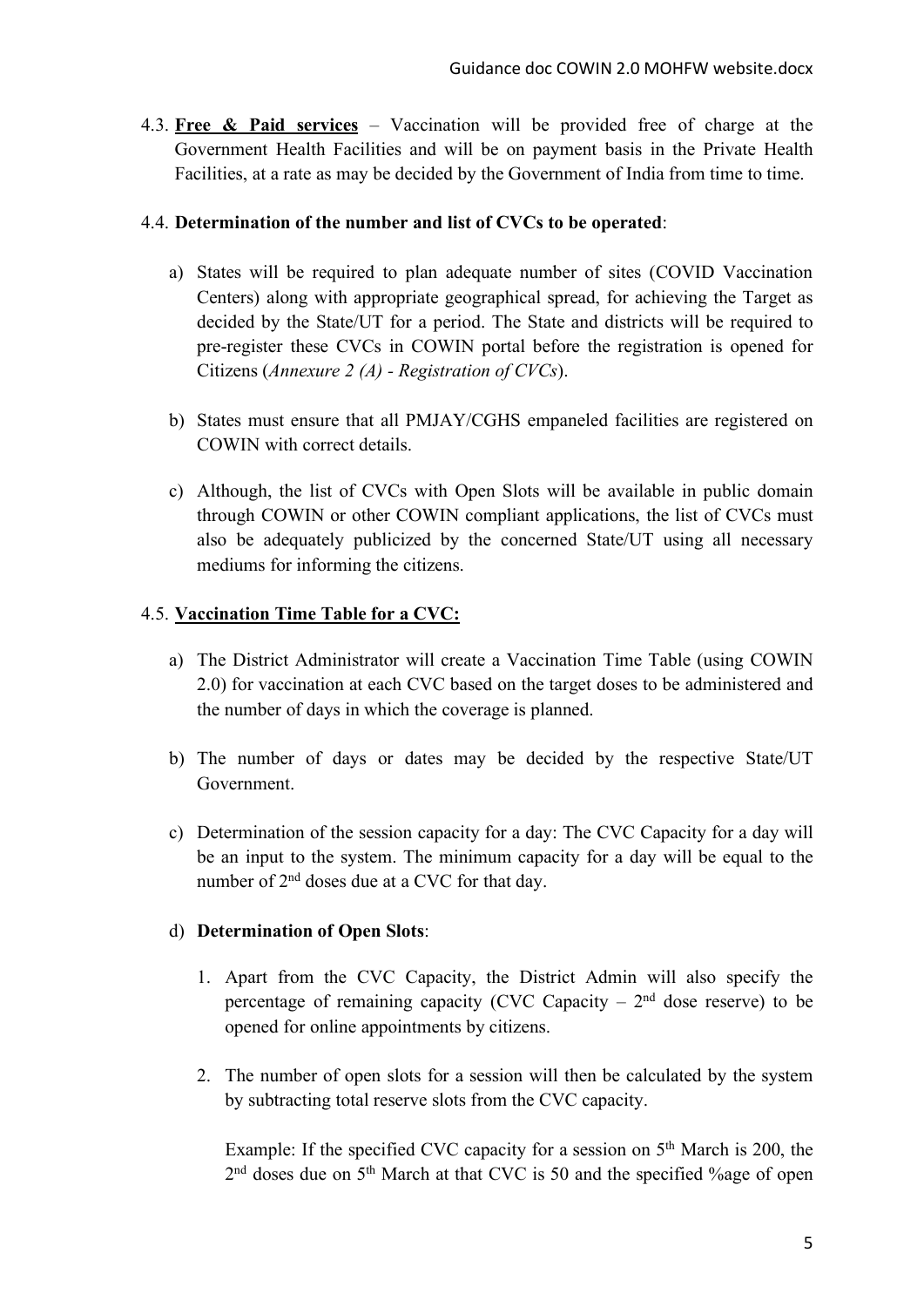4.3. **<u>Free & Paid services</u>** – Vaccination will be provided free of charge at the Government Health Facilities and will be on payment basis in the Private Health Facilities, at a rate as may be decided by the Government of India from time to time.

4.4. **Determination of the number and list of CVCs to be operated**:

a) States will be required to plan adequate number of sites (COVID Vaccination Centers) along with appropriate geographical spread, for achieving the Target as decided by the State/UT for a period. The State and districts will be required to pre-register these CVCs in COWIN portal before the registration is opened for Citizens (*Annexure 2 (A) - Registration of CVCs*).

b) States must ensure that all PMJAY/CGHS empaneled facilities are registered on COWIN with correct details.

c) Although, the list of CVCs with Open Slots will be available in public domain through COWIN or other COWIN compliant applications, the list of CVCs must also be adequately publicized by the concerned State/UT using all necessary mediums for informing the citizens.

4.5. **<u>Vaccination Time Table for a CVC:</u>**

a) The District Administrator will create a Vaccination Time Table (using COWIN 2.0) for vaccination at each CVC based on the target doses to be administered and the number of days in which the coverage is planned.

b) The number of days or dates may be decided by the respective State/UT Government.

c) Determination of the session capacity for a day: The CVC Capacity for a day will be an input to the system. The minimum capacity for a day will be equal to the number of 2nd doses due at a CVC for that day.

d) **Determination of Open Slots**:

1. Apart from the CVC Capacity, the District Admin will also specify the percentage of remaining capacity (CVC Capacity – 2nd dose reserve) to be opened for online appointments by citizens.

2. The number of open slots for a session will then be calculated by the system by subtracting total reserve slots from the CVC capacity.

   Example: If the specified CVC capacity for a session on 5th March is 200, the 2nd doses due on 5th March at that CVC is 50 and the specified %age of open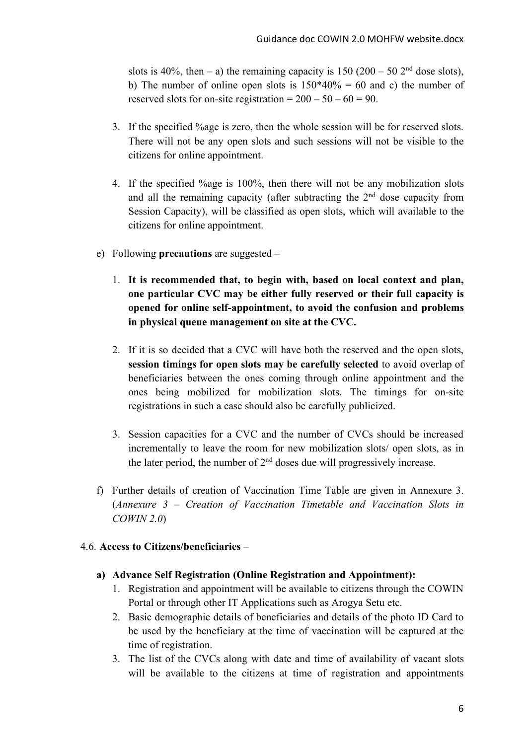slots is 40%, then – a) the remaining capacity is 150 (200 – 50 2[nd] dose slots), b) The number of online open slots is 150*40% = 60 and c) the number of reserved slots for on-site registration = 200 – 50 – 60 = 90.

3. If the specified %age is zero, then the whole session will be for reserved slots. There will not be any open slots and such sessions will not be visible to the citizens for online appointment.

4. If the specified %age is 100%, then there will not be any mobilization slots and all the remaining capacity (after subtracting the 2[nd] dose capacity from Session Capacity), will be classified as open slots, which will available to the citizens for online appointment.

e) Following **precautions** are suggested –

1. **It is recommended that, to begin with, based on local context and plan, one particular CVC may be either fully reserved or their full capacity is opened for online self-appointment, to avoid the confusion and problems in physical queue management on site at the CVC.**

2. If it is so decided that a CVC will have both the reserved and the open slots, **session timings for open slots may be carefully selected** to avoid overlap of beneficiaries between the ones coming through online appointment and the ones being mobilized for mobilization slots. The timings for on-site registrations in such a case should also be carefully publicized.

3. Session capacities for a CVC and the number of CVCs should be increased incrementally to leave the room for new mobilization slots/ open slots, as in the later period, the number of 2[nd] doses due will progressively increase.

f) Further details of creation of Vaccination Time Table are given in Annexure 3. (*Annexure 3 – Creation of Vaccination Timetable and Vaccination Slots in COWIN 2.0*)

4.6. **Access to Citizens/beneficiaries** –

**a) Advance Self Registration (Online Registration and Appointment):**

1. Registration and appointment will be available to citizens through the COWIN Portal or through other IT Applications such as Arogya Setu etc.
2. Basic demographic details of beneficiaries and details of the photo ID Card to be used by the beneficiary at the time of vaccination will be captured at the time of registration.
3. The list of the CVCs along with date and time of availability of vacant slots will be available to the citizens at time of registration and appointments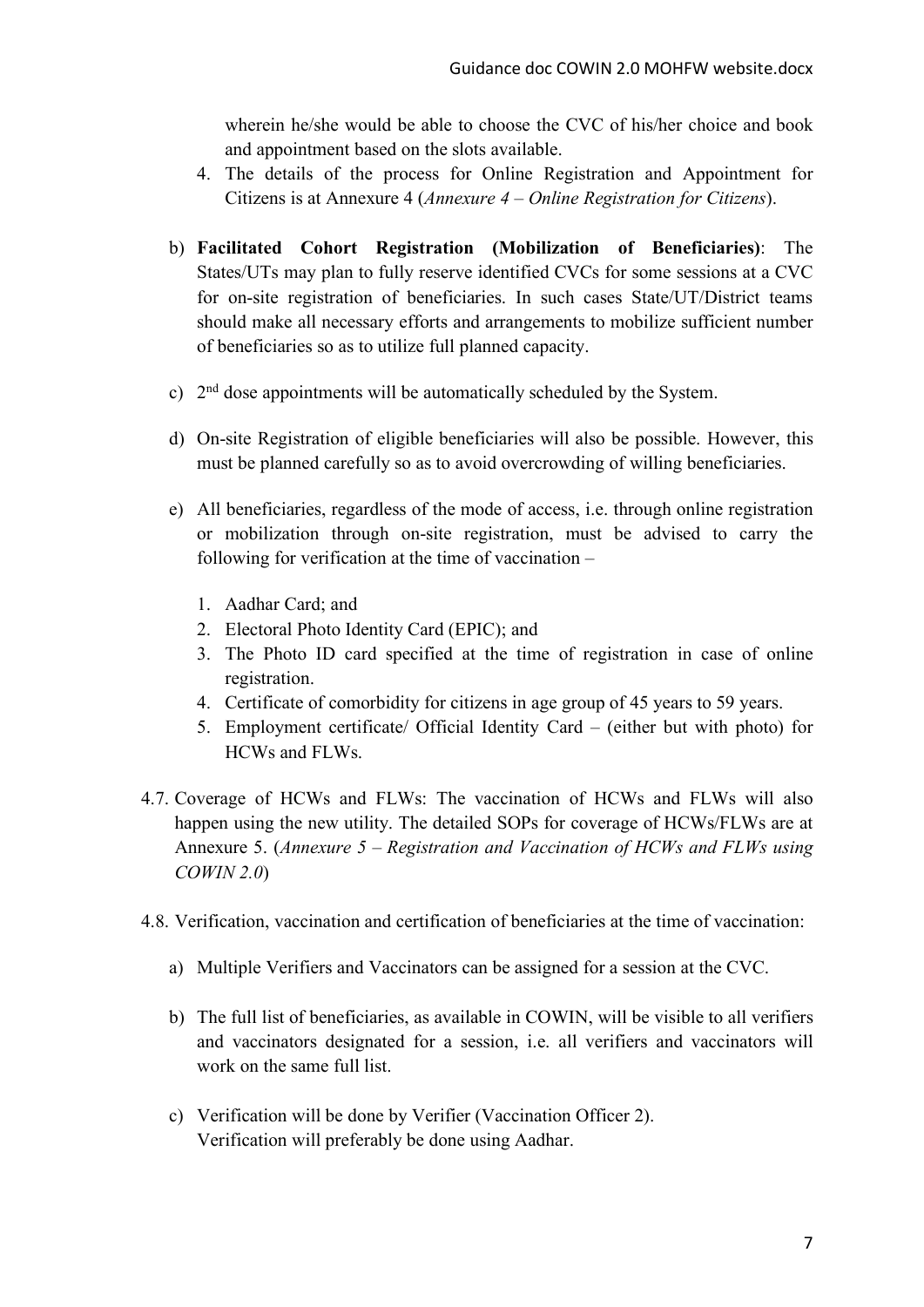wherein he/she would be able to choose the CVC of his/her choice and book and appointment based on the slots available.

4. The details of the process for Online Registration and Appointment for Citizens is at Annexure 4 (*Annexure 4 – Online Registration for Citizens*).

b) **Facilitated Cohort Registration (Mobilization of Beneficiaries)**: The States/UTs may plan to fully reserve identified CVCs for some sessions at a CVC for on-site registration of beneficiaries. In such cases State/UT/District teams should make all necessary efforts and arrangements to mobilize sufficient number of beneficiaries so as to utilize full planned capacity.

c) 2nd dose appointments will be automatically scheduled by the System.

d) On-site Registration of eligible beneficiaries will also be possible. However, this must be planned carefully so as to avoid overcrowding of willing beneficiaries.

e) All beneficiaries, regardless of the mode of access, i.e. through online registration or mobilization through on-site registration, must be advised to carry the following for verification at the time of vaccination –

1. Aadhar Card; and
2. Electoral Photo Identity Card (EPIC); and
3. The Photo ID card specified at the time of registration in case of online registration.
4. Certificate of comorbidity for citizens in age group of 45 years to 59 years.
5. Employment certificate/ Official Identity Card – (either but with photo) for HCWs and FLWs.

4.7. Coverage of HCWs and FLWs: The vaccination of HCWs and FLWs will also happen using the new utility. The detailed SOPs for coverage of HCWs/FLWs are at Annexure 5. (*Annexure 5 – Registration and Vaccination of HCWs and FLWs using COWIN 2.0*)

4.8. Verification, vaccination and certification of beneficiaries at the time of vaccination:

a) Multiple Verifiers and Vaccinators can be assigned for a session at the CVC.

b) The full list of beneficiaries, as available in COWIN, will be visible to all verifiers and vaccinators designated for a session, i.e. all verifiers and vaccinators will work on the same full list.

c) Verification will be done by Verifier (Vaccination Officer 2).
Verification will preferably be done using Aadhar.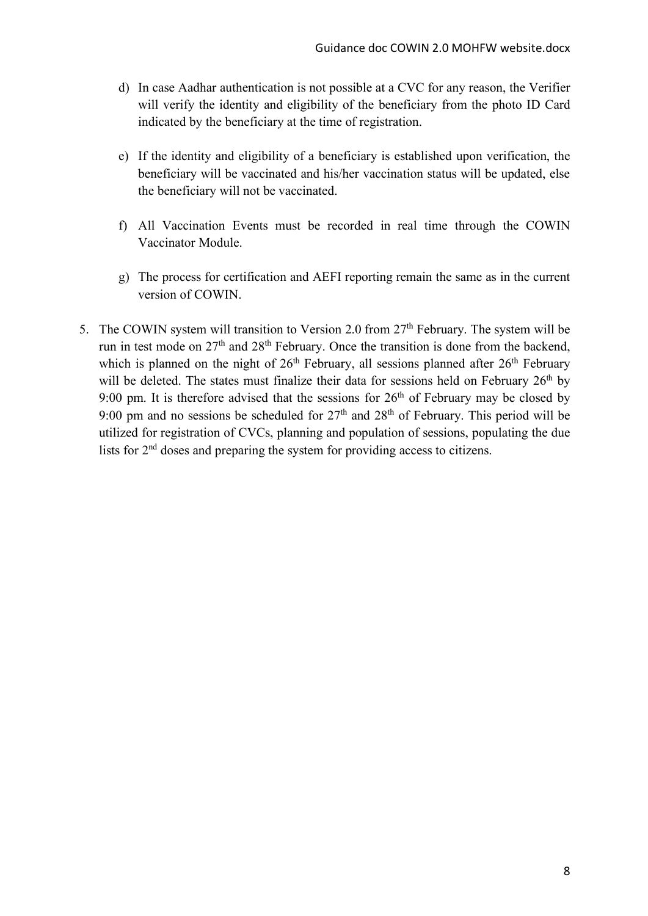d) In case Aadhar authentication is not possible at a CVC for any reason, the Verifier will verify the identity and eligibility of the beneficiary from the photo ID Card indicated by the beneficiary at the time of registration.

e) If the identity and eligibility of a beneficiary is established upon verification, the beneficiary will be vaccinated and his/her vaccination status will be updated, else the beneficiary will not be vaccinated.

f) All Vaccination Events must be recorded in real time through the COWIN Vaccinator Module.

g) The process for certification and AEFI reporting remain the same as in the current version of COWIN.

5. The COWIN system will transition to Version 2.0 from 27th February. The system will be run in test mode on 27th and 28th February. Once the transition is done from the backend, which is planned on the night of 26th February, all sessions planned after 26th February will be deleted. The states must finalize their data for sessions held on February 26th by 9:00 pm. It is therefore advised that the sessions for 26th of February may be closed by 9:00 pm and no sessions be scheduled for 27th and 28th of February. This period will be utilized for registration of CVCs, planning and population of sessions, populating the due lists for 2nd doses and preparing the system for providing access to citizens.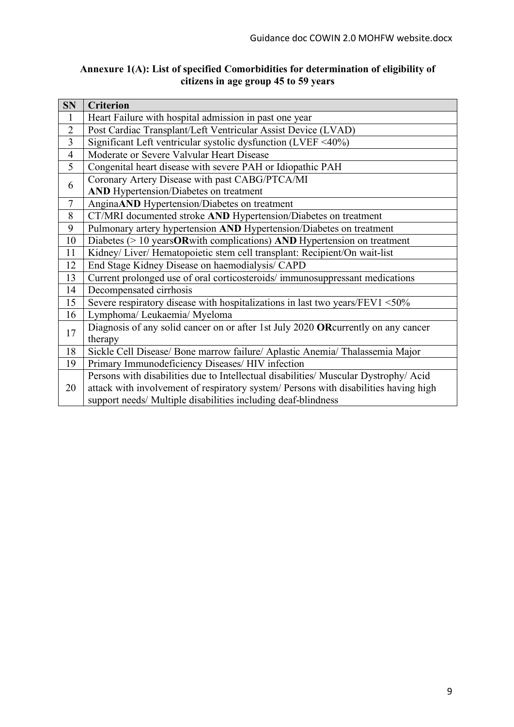**Annexure 1(A): List of specified Comorbidities for determination of eligibility of citizens in age group 45 to 59 years**

| SN | Criterion |
|---|---|
| 1 | Heart Failure with hospital admission in past one year |
| 2 | Post Cardiac Transplant/Left Ventricular Assist Device (LVAD) |
| 3 | Significant Left ventricular systolic dysfunction (LVEF <40%) |
| 4 | Moderate or Severe Valvular Heart Disease |
| 5 | Congenital heart disease with severe PAH or Idiopathic PAH |
| 6 | Coronary Artery Disease with past CABG/PTCA/MI **AND** Hypertension/Diabetes on treatment |
| 7 | Angina**AND** Hypertension/Diabetes on treatment |
| 8 | CT/MRI documented stroke **AND** Hypertension/Diabetes on treatment |
| 9 | Pulmonary artery hypertension **AND** Hypertension/Diabetes on treatment |
| 10 | Diabetes (> 10 years**OR**with complications) **AND** Hypertension on treatment |
| 11 | Kidney/ Liver/ Hematopoietic stem cell transplant: Recipient/On wait-list |
| 12 | End Stage Kidney Disease on haemodialysis/ CAPD |
| 13 | Current prolonged use of oral corticosteroids/ immunosuppressant medications |
| 14 | Decompensated cirrhosis |
| 15 | Severe respiratory disease with hospitalizations in last two years/FEV1 <50% |
| 16 | Lymphoma/ Leukaemia/ Myeloma |
| 17 | Diagnosis of any solid cancer on or after 1st July 2020 **OR**currently on any cancer therapy |
| 18 | Sickle Cell Disease/ Bone marrow failure/ Aplastic Anemia/ Thalassemia Major |
| 19 | Primary Immunodeficiency Diseases/ HIV infection |
| 20 | Persons with disabilities due to Intellectual disabilities/ Muscular Dystrophy/ Acid attack with involvement of respiratory system/ Persons with disabilities having high support needs/ Multiple disabilities including deaf-blindness |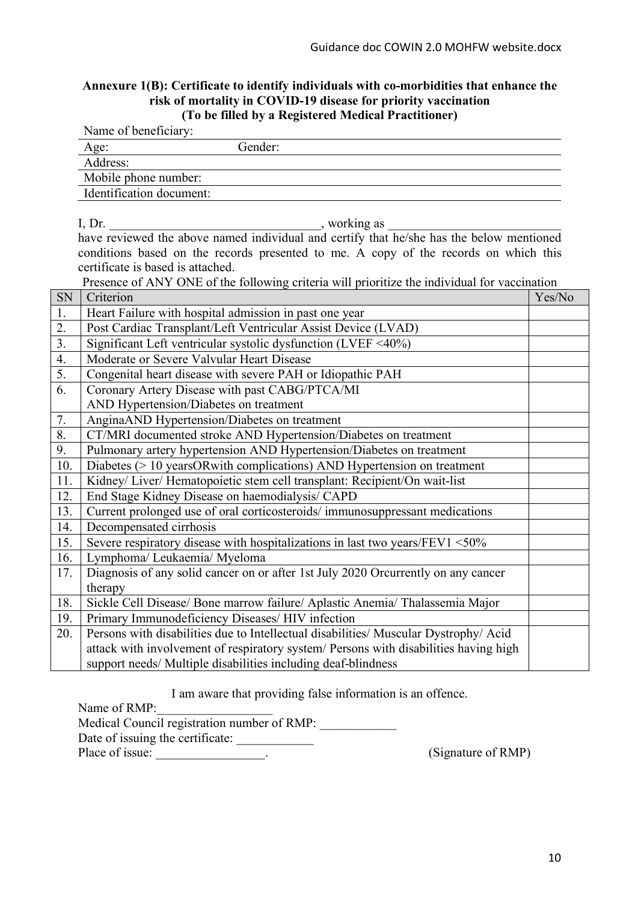### Annexure 1(B): Certificate to identify individuals with co-morbidities that enhance the risk of mortality in COVID-19 disease for priority vaccination
### (To be filled by a Registered Medical Practitioner)

Name of beneficiary:

Age: Gender:

Address:

Mobile phone number:

Identification document:

I, Dr. _________________________________, working as ___________________________ have reviewed the above named individual and certify that he/she has the below mentioned conditions based on the records presented to me. A copy of the records on which this certificate is based is attached.

Presence of ANY ONE of the following criteria will prioritize the individual for vaccination

| SN | Criterion | Yes/No |
|---|---|---|
| 1. | Heart Failure with hospital admission in past one year | |
| 2. | Post Cardiac Transplant/Left Ventricular Assist Device (LVAD) | |
| 3. | Significant Left ventricular systolic dysfunction (LVEF <40%) | |
| 4. | Moderate or Severe Valvular Heart Disease | |
| 5. | Congenital heart disease with severe PAH or Idiopathic PAH | |
| 6. | Coronary Artery Disease with past CABG/PTCA/MI AND Hypertension/Diabetes on treatment | |
| 7. | AnginaAND Hypertension/Diabetes on treatment | |
| 8. | CT/MRI documented stroke AND Hypertension/Diabetes on treatment | |
| 9. | Pulmonary artery hypertension AND Hypertension/Diabetes on treatment | |
| 10. | Diabetes (> 10 yearsORwith complications) AND Hypertension on treatment | |
| 11. | Kidney/ Liver/ Hematopoietic stem cell transplant: Recipient/On wait-list | |
| 12. | End Stage Kidney Disease on haemodialysis/ CAPD | |
| 13. | Current prolonged use of oral corticosteroids/ immunosuppressant medications | |
| 14. | Decompensated cirrhosis | |
| 15. | Severe respiratory disease with hospitalizations in last two years/FEV1 <50% | |
| 16. | Lymphoma/ Leukaemia/ Myeloma | |
| 17. | Diagnosis of any solid cancer on or after 1st July 2020 Orcurrently on any cancer therapy | |
| 18. | Sickle Cell Disease/ Bone marrow failure/ Aplastic Anemia/ Thalassemia Major | |
| 19. | Primary Immunodeficiency Diseases/ HIV infection | |
| 20. | Persons with disabilities due to Intellectual disabilities/ Muscular Dystrophy/ Acid attack with involvement of respiratory system/ Persons with disabilities having high support needs/ Multiple disabilities including deaf-blindness | |

I am aware that providing false information is an offence.

Name of RMP:__________________

Medical Council registration number of RMP: ____________

Date of issuing the certificate: ____________

Place of issue: _________________. (Signature of RMP)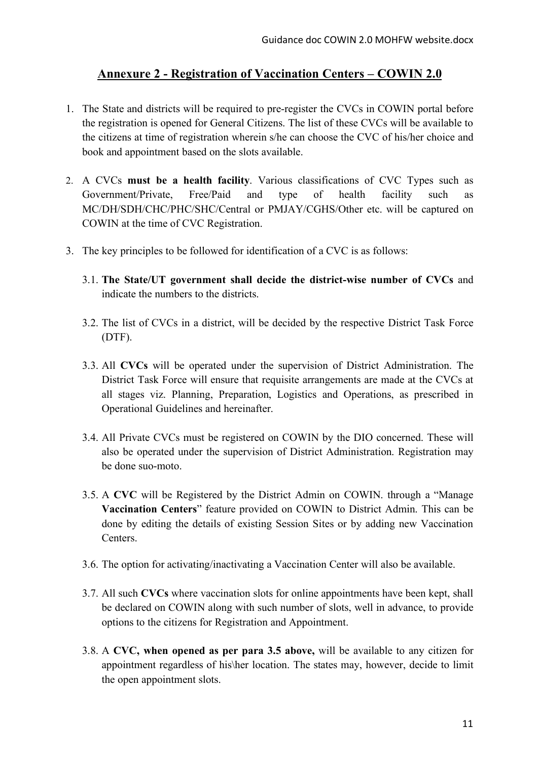## Annexure 2 - Registration of Vaccination Centers – COWIN 2.0

1. The State and districts will be required to pre-register the CVCs in COWIN portal before the registration is opened for General Citizens. The list of these CVCs will be available to the citizens at time of registration wherein s/he can choose the CVC of his/her choice and book and appointment based on the slots available.

2. A CVCs **must be a health facility**. Various classifications of CVC Types such as Government/Private, Free/Paid and type of health facility such as MC/DH/SDH/CHC/PHC/SHC/Central or PMJAY/CGHS/Other etc. will be captured on COWIN at the time of CVC Registration.

3. The key principles to be followed for identification of a CVC is as follows:

   3.1. **The State/UT government shall decide the district-wise number of CVCs** and indicate the numbers to the districts.

   3.2. The list of CVCs in a district, will be decided by the respective District Task Force (DTF).

   3.3. All **CVCs** will be operated under the supervision of District Administration. The District Task Force will ensure that requisite arrangements are made at the CVCs at all stages viz. Planning, Preparation, Logistics and Operations, as prescribed in Operational Guidelines and hereinafter.

   3.4. All Private CVCs must be registered on COWIN by the DIO concerned. These will also be operated under the supervision of District Administration. Registration may be done suo-moto.

   3.5. A **CVC** will be Registered by the District Admin on COWIN. through a "Manage **Vaccination Centers**" feature provided on COWIN to District Admin. This can be done by editing the details of existing Session Sites or by adding new Vaccination Centers.

   3.6. The option for activating/inactivating a Vaccination Center will also be available.

   3.7. All such **CVCs** where vaccination slots for online appointments have been kept, shall be declared on COWIN along with such number of slots, well in advance, to provide options to the citizens for Registration and Appointment.

   3.8. A **CVC, when opened as per para 3.5 above,** will be available to any citizen for appointment regardless of his\her location. The states may, however, decide to limit the open appointment slots.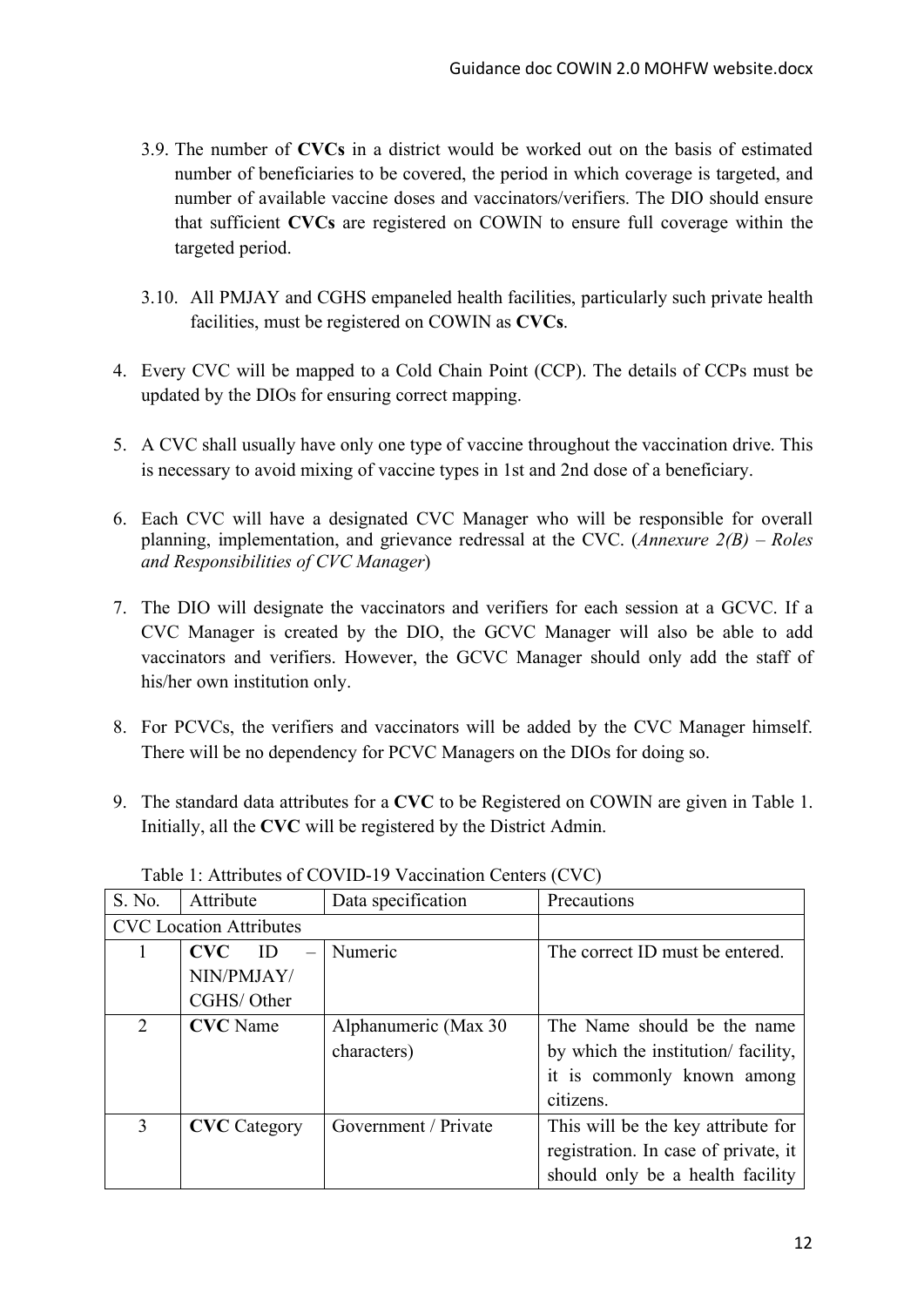3.9. The number of **CVCs** in a district would be worked out on the basis of estimated number of beneficiaries to be covered, the period in which coverage is targeted, and number of available vaccine doses and vaccinators/verifiers. The DIO should ensure that sufficient **CVCs** are registered on COWIN to ensure full coverage within the targeted period.

3.10. All PMJAY and CGHS empaneled health facilities, particularly such private health facilities, must be registered on COWIN as **CVCs**.

4. Every CVC will be mapped to a Cold Chain Point (CCP). The details of CCPs must be updated by the DIOs for ensuring correct mapping.

5. A CVC shall usually have only one type of vaccine throughout the vaccination drive. This is necessary to avoid mixing of vaccine types in 1st and 2nd dose of a beneficiary.

6. Each CVC will have a designated CVC Manager who will be responsible for overall planning, implementation, and grievance redressal at the CVC. (*Annexure 2(B) – Roles and Responsibilities of CVC Manager*)

7. The DIO will designate the vaccinators and verifiers for each session at a GCVC. If a CVC Manager is created by the DIO, the GCVC Manager will also be able to add vaccinators and verifiers. However, the GCVC Manager should only add the staff of his/her own institution only.

8. For PCVCs, the verifiers and vaccinators will be added by the CVC Manager himself. There will be no dependency for PCVC Managers on the DIOs for doing so.

9. The standard data attributes for a **CVC** to be Registered on COWIN are given in Table 1. Initially, all the **CVC** will be registered by the District Admin.

Table 1: Attributes of COVID-19 Vaccination Centers (CVC)

| S. No. | Attribute | Data specification | Precautions |
|---|---|---|---|
| CVC Location Attributes | | | |
| 1 | **CVC** ID – NIN/PMJAY/ CGHS/ Other | Numeric | The correct ID must be entered. |
| 2 | **CVC** Name | Alphanumeric (Max 30 characters) | The Name should be the name by which the institution/ facility, it is commonly known among citizens. |
| 3 | **CVC** Category | Government / Private | This will be the key attribute for registration. In case of private, it should only be a health facility |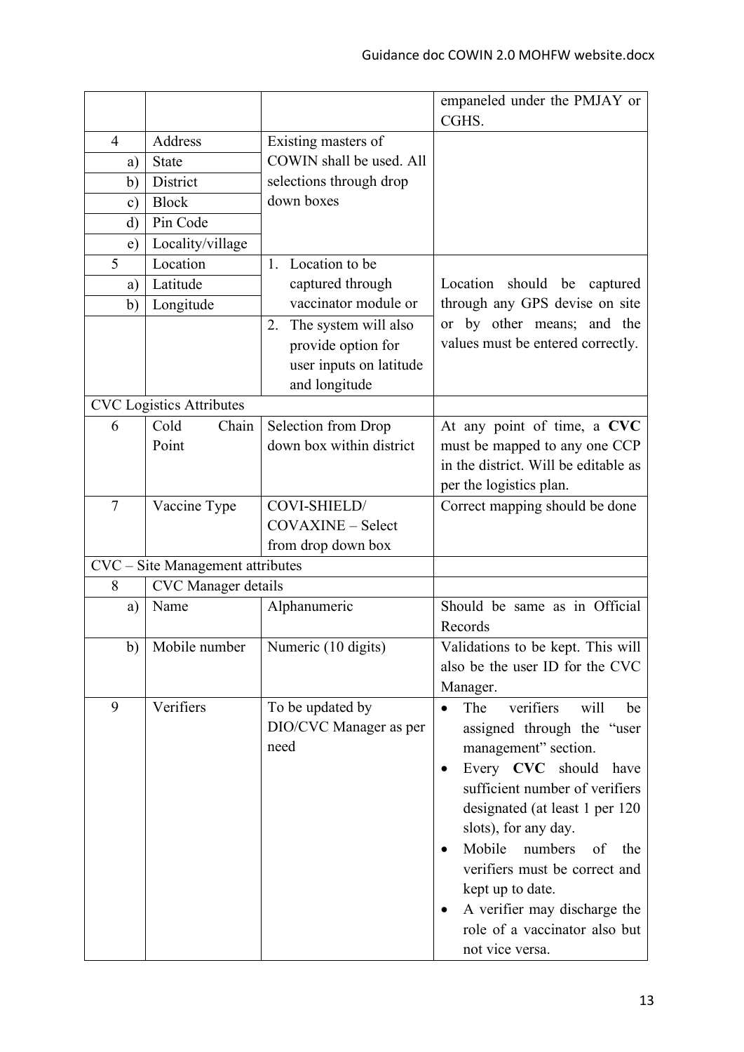| | | | |
|---|---|---|---|
| | | | empaneled under the PMJAY or CGHS. |
| 4 | Address | Existing masters of COWIN shall be used. All selections through drop down boxes | |
| a) | State | | |
| b) | District | | |
| c) | Block | | |
| d) | Pin Code | | |
| e) | Locality/village | | |
| 5 | Location | 1. Location to be captured through vaccinator module or | Location should be captured through any GPS devise on site or by other means; and the values must be entered correctly. |
| a) | Latitude | | |
| b) | Longitude | | |
| | | 2. The system will also provide option for user inputs on latitude and longitude | |
| CVC Logistics Attributes | | | |
| 6 | Cold Chain Point | Selection from Drop down box within district | At any point of time, a **CVC** must be mapped to any one CCP in the district. Will be editable as per the logistics plan. |
| 7 | Vaccine Type | COVI-SHIELD/ COVAXINE – Select from drop down box | Correct mapping should be done |
| CVC – Site Management attributes | | | |
| 8 | CVC Manager details | | |
| a) | Name | Alphanumeric | Should be same as in Official Records |
| b) | Mobile number | Numeric (10 digits) | Validations to be kept. This will also be the user ID for the CVC Manager. |
| 9 | Verifiers | To be updated by DIO/CVC Manager as per need | • The verifiers will be assigned through the "user management" section.<br>• Every **CVC** should have sufficient number of verifiers designated (at least 1 per 120 slots), for any day.<br>• Mobile numbers of the verifiers must be correct and kept up to date.<br>• A verifier may discharge the role of a vaccinator also but not vice versa. |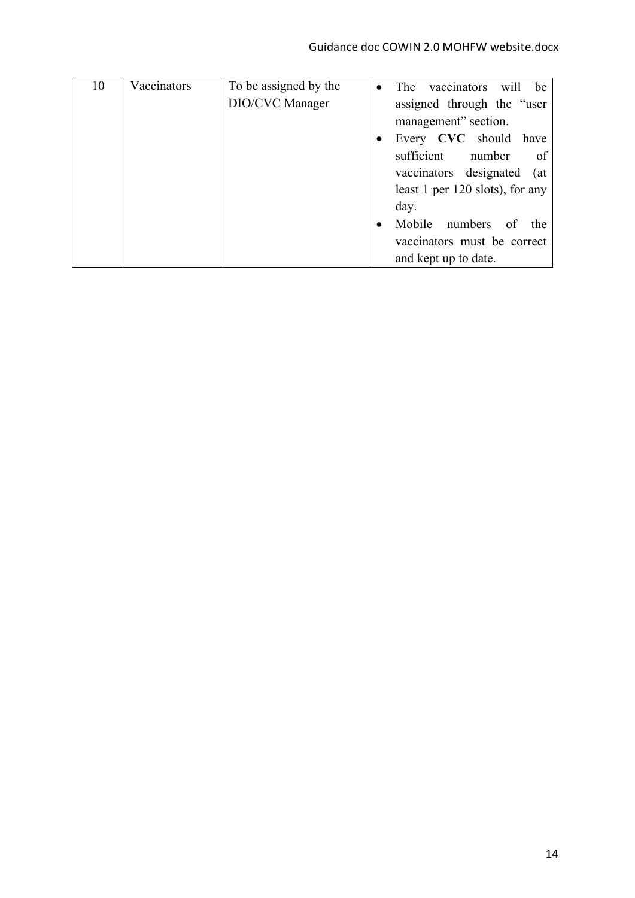| 10 | Vaccinators | To be assigned by the DIO/CVC Manager | • The vaccinators will be assigned through the "user management" section.<br>• Every **CVC** should have sufficient number of vaccinators designated (at least 1 per 120 slots), for any day.<br>• Mobile numbers of the vaccinators must be correct and kept up to date. |
|---|---|---|---|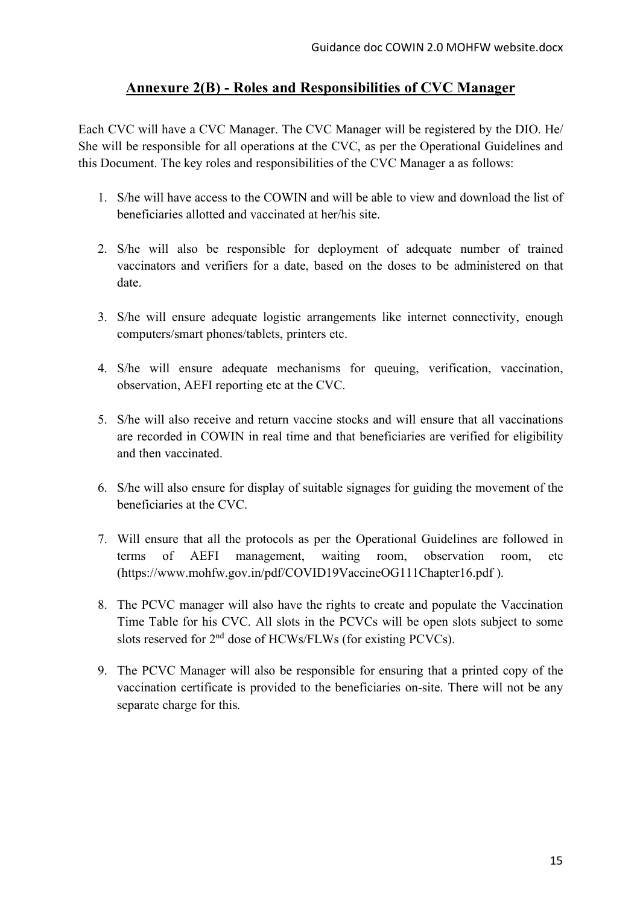## Annexure 2(B) - Roles and Responsibilities of CVC Manager

Each CVC will have a CVC Manager. The CVC Manager will be registered by the DIO. He/ She will be responsible for all operations at the CVC, as per the Operational Guidelines and this Document. The key roles and responsibilities of the CVC Manager a as follows:

1. S/he will have access to the COWIN and will be able to view and download the list of beneficiaries allotted and vaccinated at her/his site.

2. S/he will also be responsible for deployment of adequate number of trained vaccinators and verifiers for a date, based on the doses to be administered on that date.

3. S/he will ensure adequate logistic arrangements like internet connectivity, enough computers/smart phones/tablets, printers etc.

4. S/he will ensure adequate mechanisms for queuing, verification, vaccination, observation, AEFI reporting etc at the CVC.

5. S/he will also receive and return vaccine stocks and will ensure that all vaccinations are recorded in COWIN in real time and that beneficiaries are verified for eligibility and then vaccinated.

6. S/he will also ensure for display of suitable signages for guiding the movement of the beneficiaries at the CVC.

7. Will ensure that all the protocols as per the Operational Guidelines are followed in terms of AEFI management, waiting room, observation room, etc (https://www.mohfw.gov.in/pdf/COVID19VaccineOG111Chapter16.pdf ).

8. The PCVC manager will also have the rights to create and populate the Vaccination Time Table for his CVC. All slots in the PCVCs will be open slots subject to some slots reserved for 2nd dose of HCWs/FLWs (for existing PCVCs).

9. The PCVC Manager will also be responsible for ensuring that a printed copy of the vaccination certificate is provided to the beneficiaries on-site. There will not be any separate charge for this.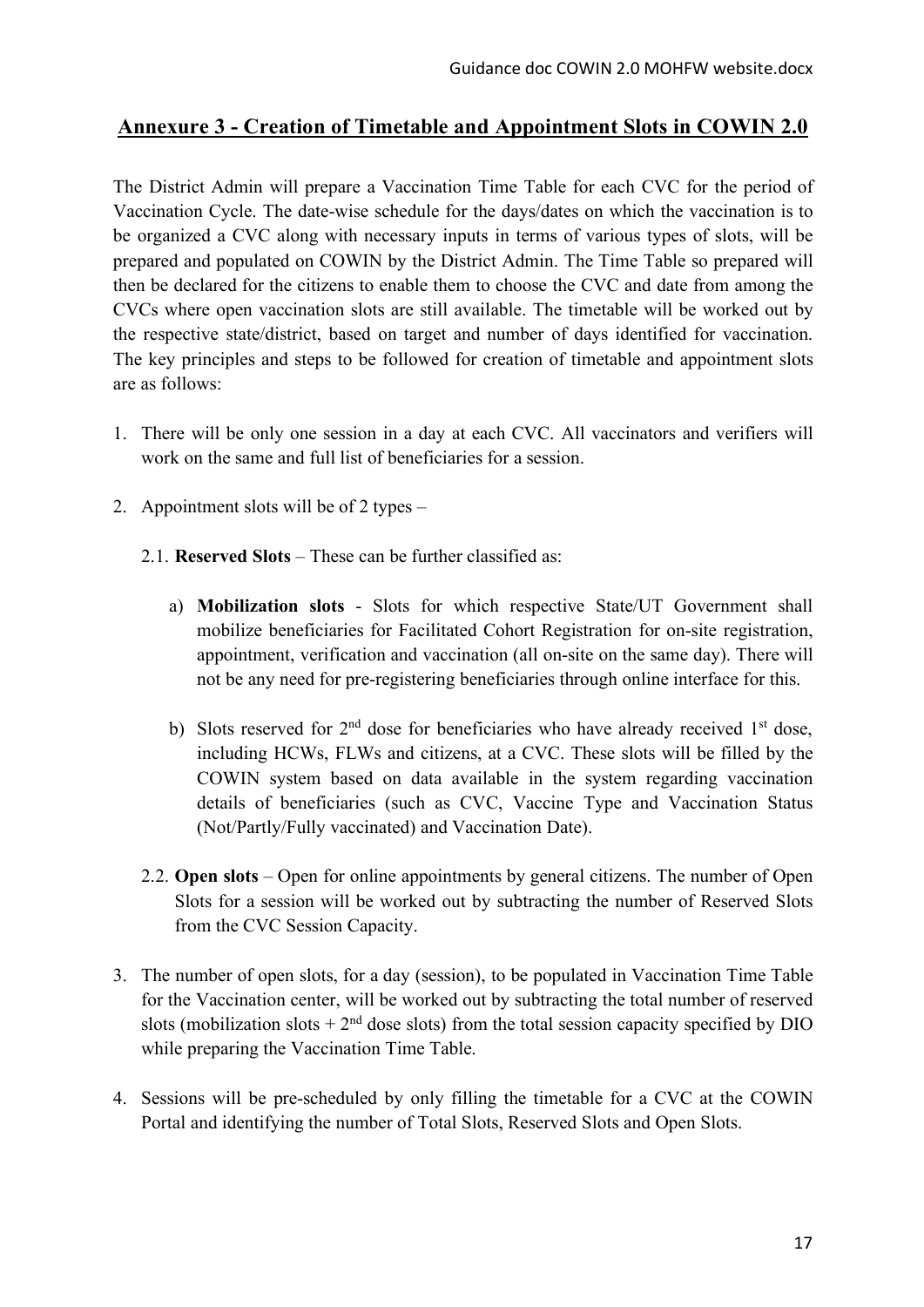## Annexure 3 - Creation of Timetable and Appointment Slots in COWIN 2.0

The District Admin will prepare a Vaccination Time Table for each CVC for the period of Vaccination Cycle. The date-wise schedule for the days/dates on which the vaccination is to be organized a CVC along with necessary inputs in terms of various types of slots, will be prepared and populated on COWIN by the District Admin. The Time Table so prepared will then be declared for the citizens to enable them to choose the CVC and date from among the CVCs where open vaccination slots are still available. The timetable will be worked out by the respective state/district, based on target and number of days identified for vaccination. The key principles and steps to be followed for creation of timetable and appointment slots are as follows:

1. There will be only one session in a day at each CVC. All vaccinators and verifiers will work on the same and full list of beneficiaries for a session.

2. Appointment slots will be of 2 types –

   2.1. **Reserved Slots** – These can be further classified as:

   a) **Mobilization slots** - Slots for which respective State/UT Government shall mobilize beneficiaries for Facilitated Cohort Registration for on-site registration, appointment, verification and vaccination (all on-site on the same day). There will not be any need for pre-registering beneficiaries through online interface for this.

   b) Slots reserved for 2nd dose for beneficiaries who have already received 1st dose, including HCWs, FLWs and citizens, at a CVC. These slots will be filled by the COWIN system based on data available in the system regarding vaccination details of beneficiaries (such as CVC, Vaccine Type and Vaccination Status (Not/Partly/Fully vaccinated) and Vaccination Date).

   2.2. **Open slots** – Open for online appointments by general citizens. The number of Open Slots for a session will be worked out by subtracting the number of Reserved Slots from the CVC Session Capacity.

3. The number of open slots, for a day (session), to be populated in Vaccination Time Table for the Vaccination center, will be worked out by subtracting the total number of reserved slots (mobilization slots + 2nd dose slots) from the total session capacity specified by DIO while preparing the Vaccination Time Table.

4. Sessions will be pre-scheduled by only filling the timetable for a CVC at the COWIN Portal and identifying the number of Total Slots, Reserved Slots and Open Slots.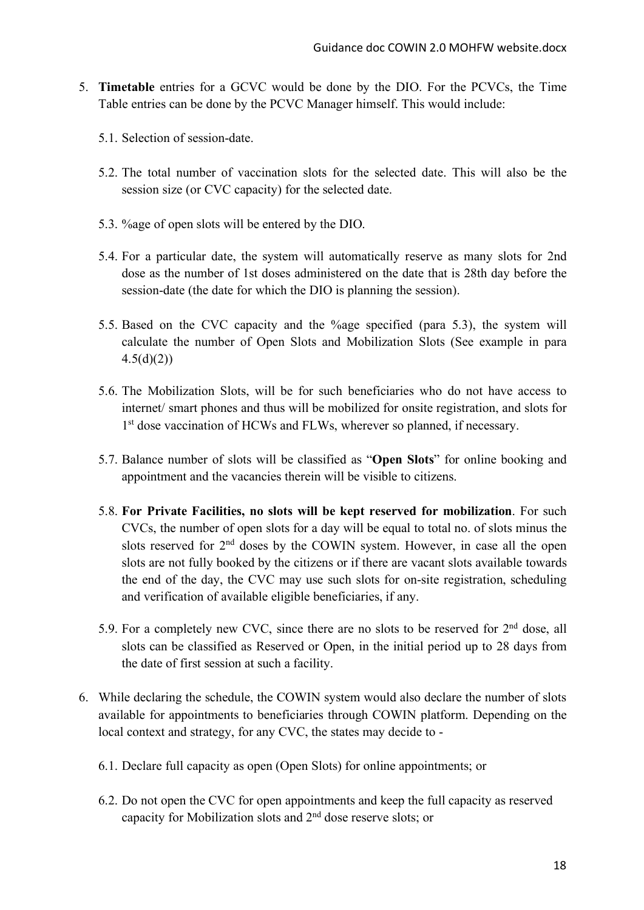5. **Timetable** entries for a GCVC would be done by the DIO. For the PCVCs, the Time Table entries can be done by the PCVC Manager himself. This would include:

   5.1. Selection of session-date.

   5.2. The total number of vaccination slots for the selected date. This will also be the session size (or CVC capacity) for the selected date.

   5.3. %age of open slots will be entered by the DIO.

   5.4. For a particular date, the system will automatically reserve as many slots for 2nd dose as the number of 1st doses administered on the date that is 28th day before the session-date (the date for which the DIO is planning the session).

   5.5. Based on the CVC capacity and the %age specified (para 5.3), the system will calculate the number of Open Slots and Mobilization Slots (See example in para 4.5(d)(2))

   5.6. The Mobilization Slots, will be for such beneficiaries who do not have access to internet/ smart phones and thus will be mobilized for onsite registration, and slots for 1st dose vaccination of HCWs and FLWs, wherever so planned, if necessary.

   5.7. Balance number of slots will be classified as "**Open Slots**" for online booking and appointment and the vacancies therein will be visible to citizens.

   5.8. **For Private Facilities, no slots will be kept reserved for mobilization**. For such CVCs, the number of open slots for a day will be equal to total no. of slots minus the slots reserved for 2nd doses by the COWIN system. However, in case all the open slots are not fully booked by the citizens or if there are vacant slots available towards the end of the day, the CVC may use such slots for on-site registration, scheduling and verification of available eligible beneficiaries, if any.

   5.9. For a completely new CVC, since there are no slots to be reserved for 2nd dose, all slots can be classified as Reserved or Open, in the initial period up to 28 days from the date of first session at such a facility.

6. While declaring the schedule, the COWIN system would also declare the number of slots available for appointments to beneficiaries through COWIN platform. Depending on the local context and strategy, for any CVC, the states may decide to -

   6.1. Declare full capacity as open (Open Slots) for online appointments; or

   6.2. Do not open the CVC for open appointments and keep the full capacity as reserved capacity for Mobilization slots and 2nd dose reserve slots; or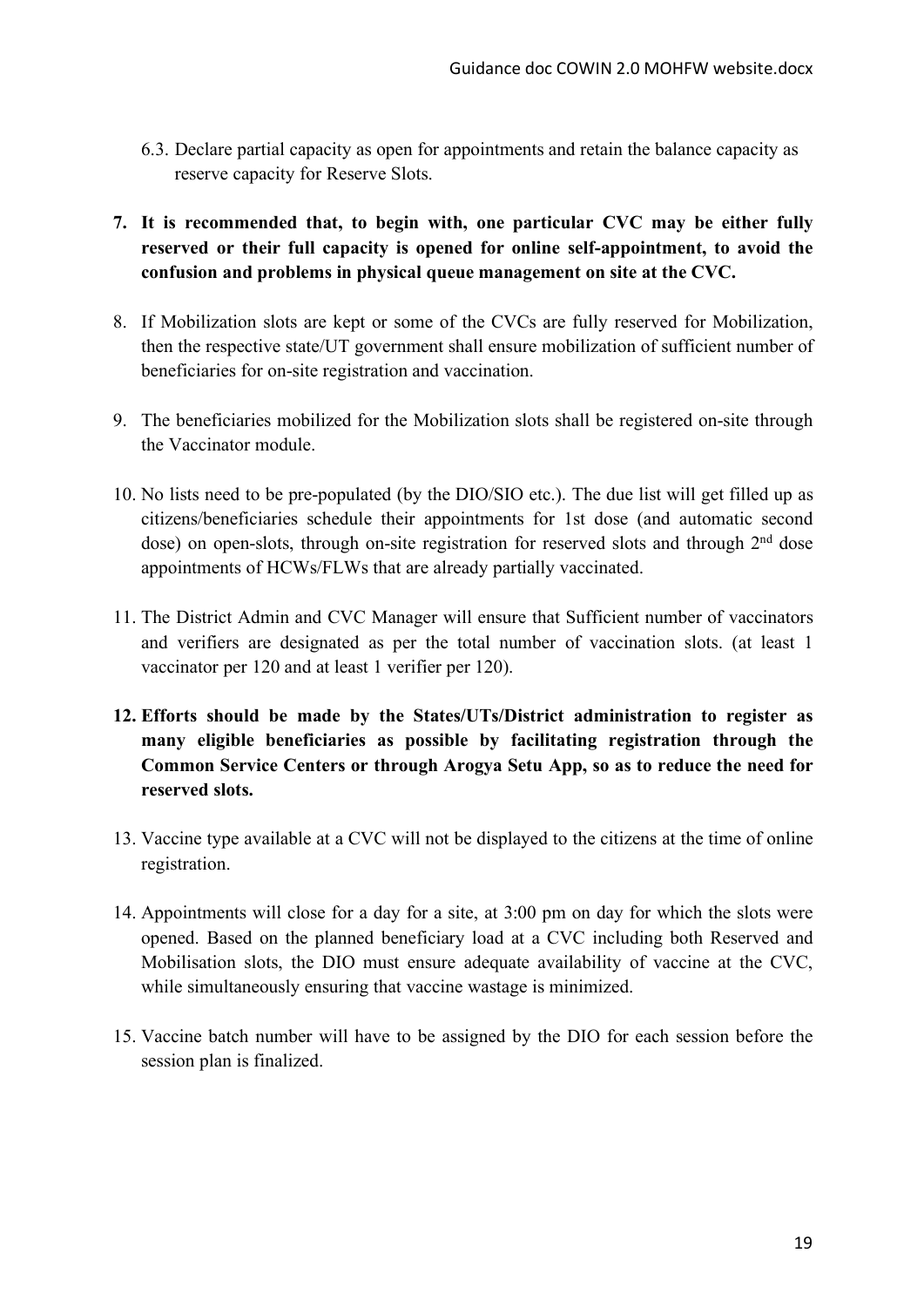6.3. Declare partial capacity as open for appointments and retain the balance capacity as reserve capacity for Reserve Slots.

7. **It is recommended that, to begin with, one particular CVC may be either fully reserved or their full capacity is opened for online self-appointment, to avoid the confusion and problems in physical queue management on site at the CVC.**

8. If Mobilization slots are kept or some of the CVCs are fully reserved for Mobilization, then the respective state/UT government shall ensure mobilization of sufficient number of beneficiaries for on-site registration and vaccination.

9. The beneficiaries mobilized for the Mobilization slots shall be registered on-site through the Vaccinator module.

10. No lists need to be pre-populated (by the DIO/SIO etc.). The due list will get filled up as citizens/beneficiaries schedule their appointments for 1st dose (and automatic second dose) on open-slots, through on-site registration for reserved slots and through 2nd dose appointments of HCWs/FLWs that are already partially vaccinated.

11. The District Admin and CVC Manager will ensure that Sufficient number of vaccinators and verifiers are designated as per the total number of vaccination slots. (at least 1 vaccinator per 120 and at least 1 verifier per 120).

12. **Efforts should be made by the States/UTs/District administration to register as many eligible beneficiaries as possible by facilitating registration through the Common Service Centers or through Arogya Setu App, so as to reduce the need for reserved slots.**

13. Vaccine type available at a CVC will not be displayed to the citizens at the time of online registration.

14. Appointments will close for a day for a site, at 3:00 pm on day for which the slots were opened. Based on the planned beneficiary load at a CVC including both Reserved and Mobilisation slots, the DIO must ensure adequate availability of vaccine at the CVC, while simultaneously ensuring that vaccine wastage is minimized.

15. Vaccine batch number will have to be assigned by the DIO for each session before the session plan is finalized.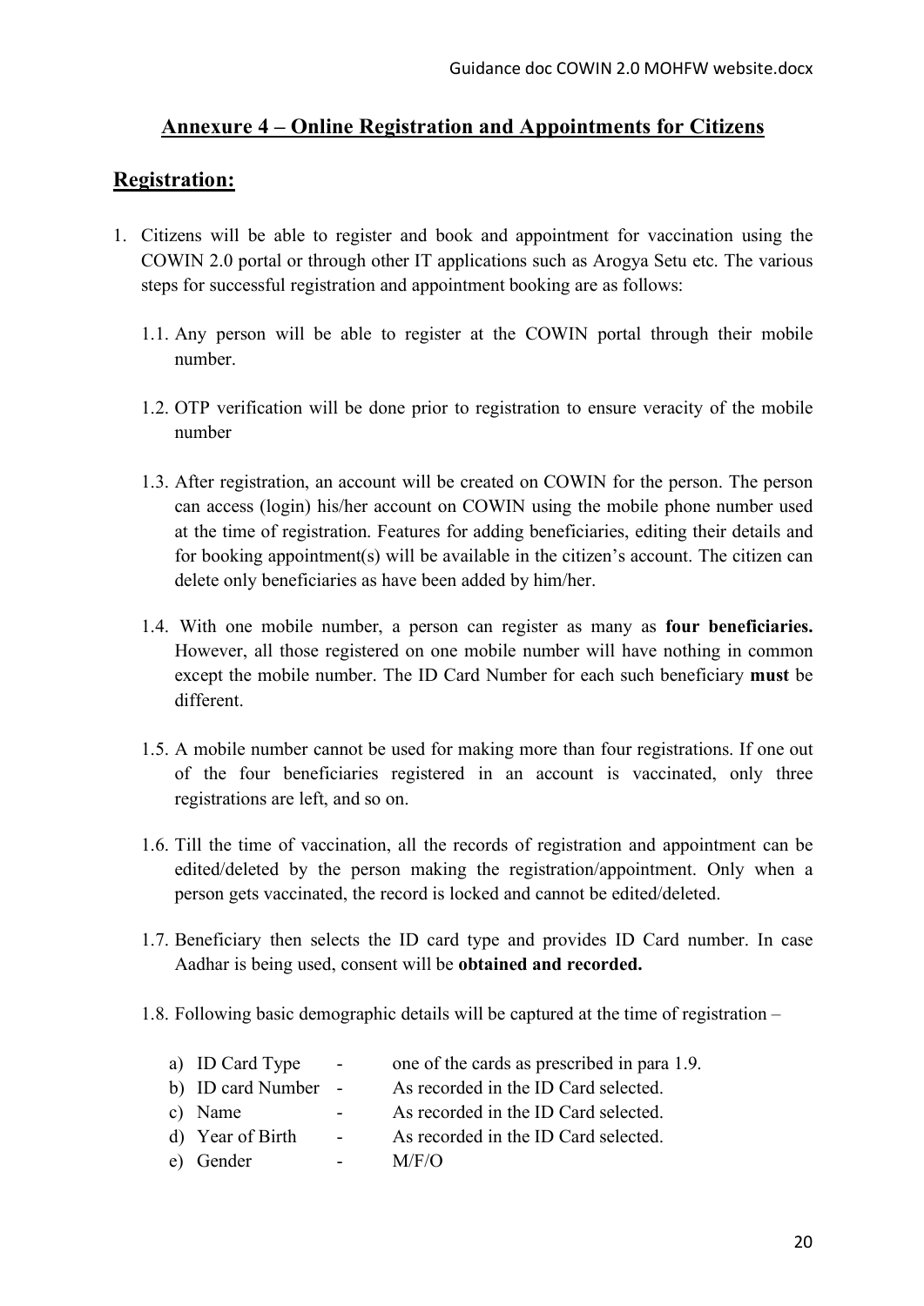## Annexure 4 – Online Registration and Appointments for Citizens

### Registration:

1. Citizens will be able to register and book and appointment for vaccination using the COWIN 2.0 portal or through other IT applications such as Arogya Setu etc. The various steps for successful registration and appointment booking are as follows:

   1.1. Any person will be able to register at the COWIN portal through their mobile number.

   1.2. OTP verification will be done prior to registration to ensure veracity of the mobile number

   1.3. After registration, an account will be created on COWIN for the person. The person can access (login) his/her account on COWIN using the mobile phone number used at the time of registration. Features for adding beneficiaries, editing their details and for booking appointment(s) will be available in the citizen's account. The citizen can delete only beneficiaries as have been added by him/her.

   1.4. With one mobile number, a person can register as many as **four beneficiaries.** However, all those registered on one mobile number will have nothing in common except the mobile number. The ID Card Number for each such beneficiary **must** be different.

   1.5. A mobile number cannot be used for making more than four registrations. If one out of the four beneficiaries registered in an account is vaccinated, only three registrations are left, and so on.

   1.6. Till the time of vaccination, all the records of registration and appointment can be edited/deleted by the person making the registration/appointment. Only when a person gets vaccinated, the record is locked and cannot be edited/deleted.

   1.7. Beneficiary then selects the ID card type and provides ID Card number. In case Aadhar is being used, consent will be **obtained and recorded.**

   1.8. Following basic demographic details will be captured at the time of registration –

      a) ID Card Type - one of the cards as prescribed in para 1.9.
      b) ID card Number - As recorded in the ID Card selected.
      c) Name - As recorded in the ID Card selected.
      d) Year of Birth - As recorded in the ID Card selected.
      e) Gender - M/F/O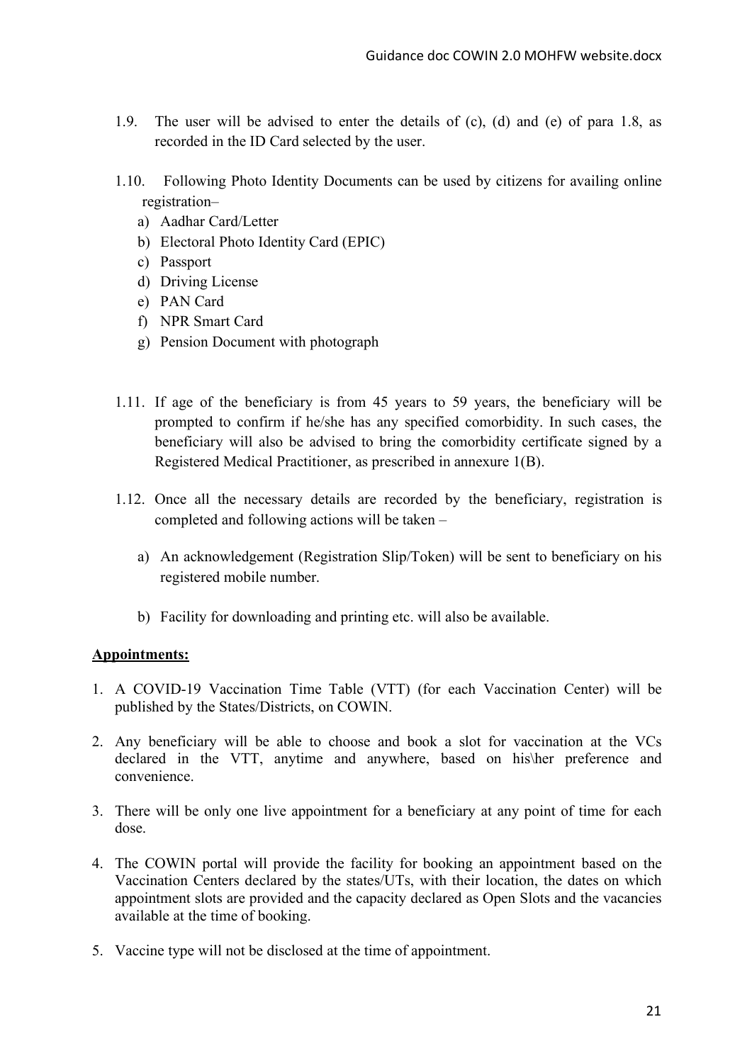1.9. The user will be advised to enter the details of (c), (d) and (e) of para 1.8, as recorded in the ID Card selected by the user.

1.10. Following Photo Identity Documents can be used by citizens for availing online registration–

a) Aadhar Card/Letter
b) Electoral Photo Identity Card (EPIC)
c) Passport
d) Driving License
e) PAN Card
f) NPR Smart Card
g) Pension Document with photograph

1.11. If age of the beneficiary is from 45 years to 59 years, the beneficiary will be prompted to confirm if he/she has any specified comorbidity. In such cases, the beneficiary will also be advised to bring the comorbidity certificate signed by a Registered Medical Practitioner, as prescribed in annexure 1(B).

1.12. Once all the necessary details are recorded by the beneficiary, registration is completed and following actions will be taken –

a) An acknowledgement (Registration Slip/Token) will be sent to beneficiary on his registered mobile number.

b) Facility for downloading and printing etc. will also be available.

**Appointments:**

1. A COVID-19 Vaccination Time Table (VTT) (for each Vaccination Center) will be published by the States/Districts, on COWIN.
2. Any beneficiary will be able to choose and book a slot for vaccination at the VCs declared in the VTT, anytime and anywhere, based on his\her preference and convenience.
3. There will be only one live appointment for a beneficiary at any point of time for each dose.
4. The COWIN portal will provide the facility for booking an appointment based on the Vaccination Centers declared by the states/UTs, with their location, the dates on which appointment slots are provided and the capacity declared as Open Slots and the vacancies available at the time of booking.
5. Vaccine type will not be disclosed at the time of appointment.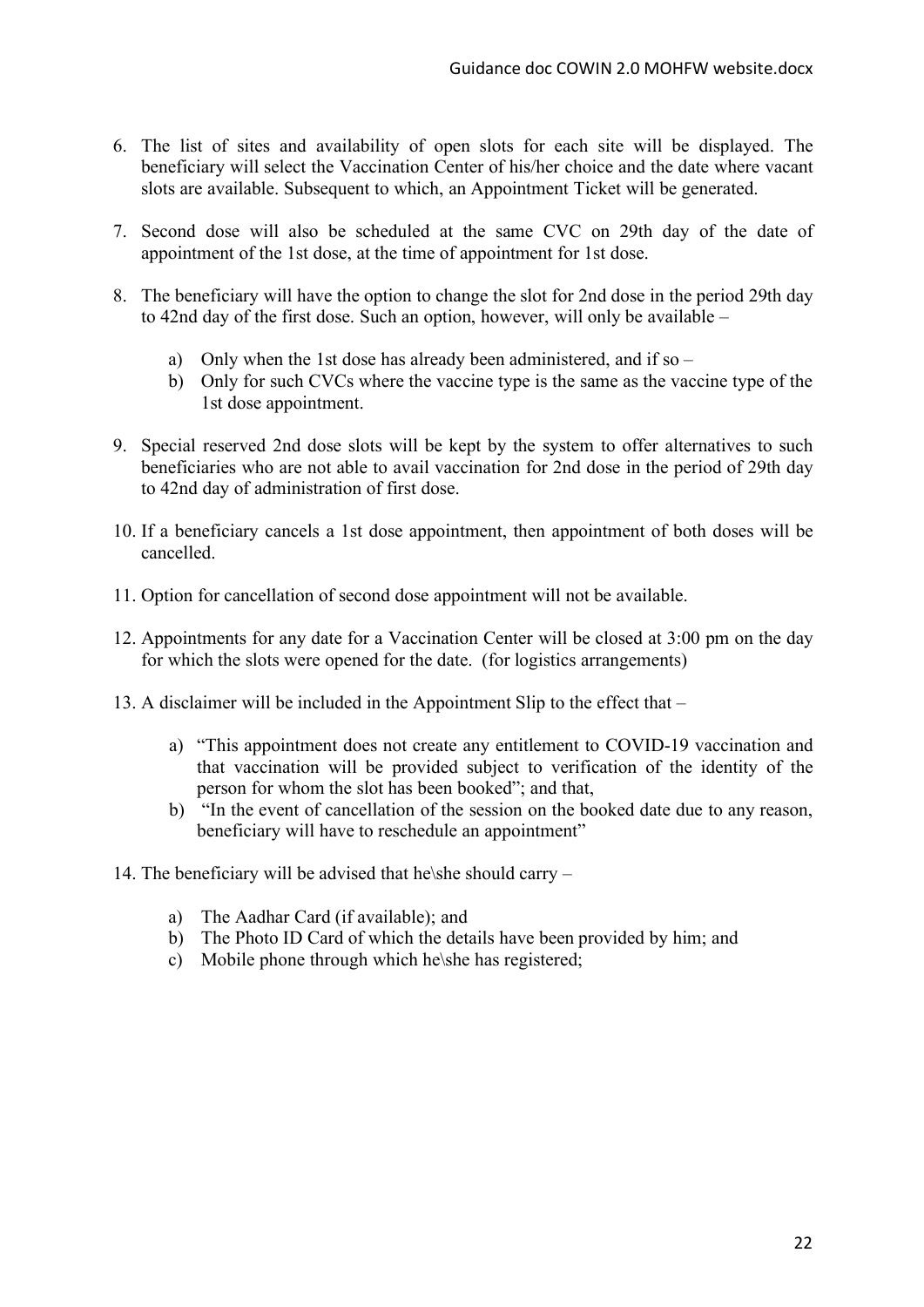6. The list of sites and availability of open slots for each site will be displayed. The beneficiary will select the Vaccination Center of his/her choice and the date where vacant slots are available. Subsequent to which, an Appointment Ticket will be generated.

7. Second dose will also be scheduled at the same CVC on 29th day of the date of appointment of the 1st dose, at the time of appointment for 1st dose.

8. The beneficiary will have the option to change the slot for 2nd dose in the period 29th day to 42nd day of the first dose. Such an option, however, will only be available –

   a) Only when the 1st dose has already been administered, and if so –
   b) Only for such CVCs where the vaccine type is the same as the vaccine type of the 1st dose appointment.

9. Special reserved 2nd dose slots will be kept by the system to offer alternatives to such beneficiaries who are not able to avail vaccination for 2nd dose in the period of 29th day to 42nd day of administration of first dose.

10. If a beneficiary cancels a 1st dose appointment, then appointment of both doses will be cancelled.

11. Option for cancellation of second dose appointment will not be available.

12. Appointments for any date for a Vaccination Center will be closed at 3:00 pm on the day for which the slots were opened for the date. (for logistics arrangements)

13. A disclaimer will be included in the Appointment Slip to the effect that –

    a) "This appointment does not create any entitlement to COVID-19 vaccination and that vaccination will be provided subject to verification of the identity of the person for whom the slot has been booked"; and that,
    b) "In the event of cancellation of the session on the booked date due to any reason, beneficiary will have to reschedule an appointment"

14. The beneficiary will be advised that he\she should carry –

    a) The Aadhar Card (if available); and
    b) The Photo ID Card of which the details have been provided by him; and
    c) Mobile phone through which he\she has registered;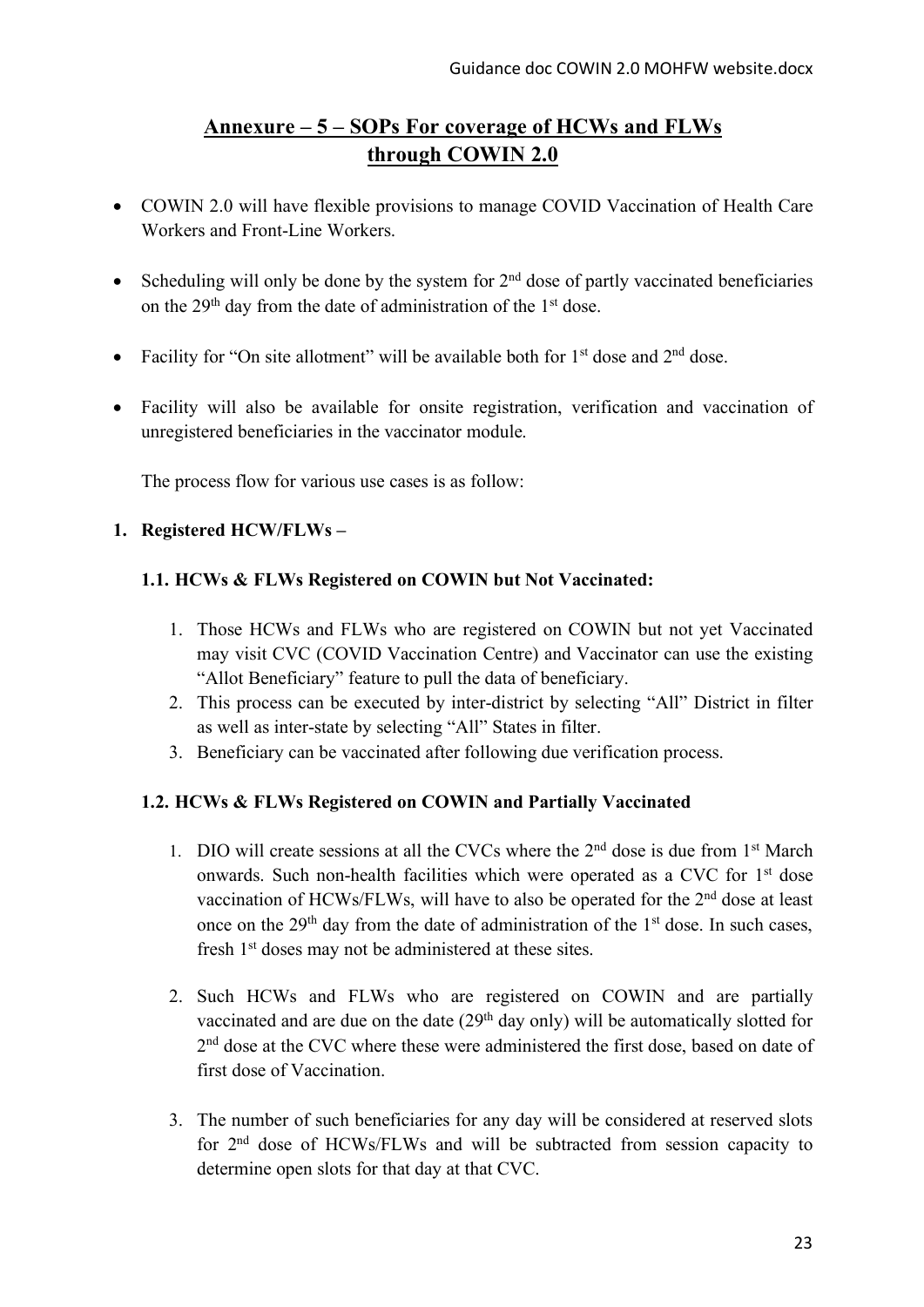# Annexure – 5 – SOPs For coverage of HCWs and FLWs through COWIN 2.0

- COWIN 2.0 will have flexible provisions to manage COVID Vaccination of Health Care Workers and Front-Line Workers.
- Scheduling will only be done by the system for 2nd dose of partly vaccinated beneficiaries on the 29th day from the date of administration of the 1st dose.
- Facility for "On site allotment" will be available both for 1st dose and 2nd dose.
- Facility will also be available for onsite registration, verification and vaccination of unregistered beneficiaries in the vaccinator module.

The process flow for various use cases is as follow:

## 1. Registered HCW/FLWs –

### 1.1. HCWs & FLWs Registered on COWIN but Not Vaccinated:

1. Those HCWs and FLWs who are registered on COWIN but not yet Vaccinated may visit CVC (COVID Vaccination Centre) and Vaccinator can use the existing "Allot Beneficiary" feature to pull the data of beneficiary.
2. This process can be executed by inter-district by selecting "All" District in filter as well as inter-state by selecting "All" States in filter.
3. Beneficiary can be vaccinated after following due verification process.

### 1.2. HCWs & FLWs Registered on COWIN and Partially Vaccinated

1. DIO will create sessions at all the CVCs where the 2nd dose is due from 1st March onwards. Such non-health facilities which were operated as a CVC for 1st dose vaccination of HCWs/FLWs, will have to also be operated for the 2nd dose at least once on the 29th day from the date of administration of the 1st dose. In such cases, fresh 1st doses may not be administered at these sites.

2. Such HCWs and FLWs who are registered on COWIN and are partially vaccinated and are due on the date (29th day only) will be automatically slotted for 2nd dose at the CVC where these were administered the first dose, based on date of first dose of Vaccination.

3. The number of such beneficiaries for any day will be considered at reserved slots for 2nd dose of HCWs/FLWs and will be subtracted from session capacity to determine open slots for that day at that CVC.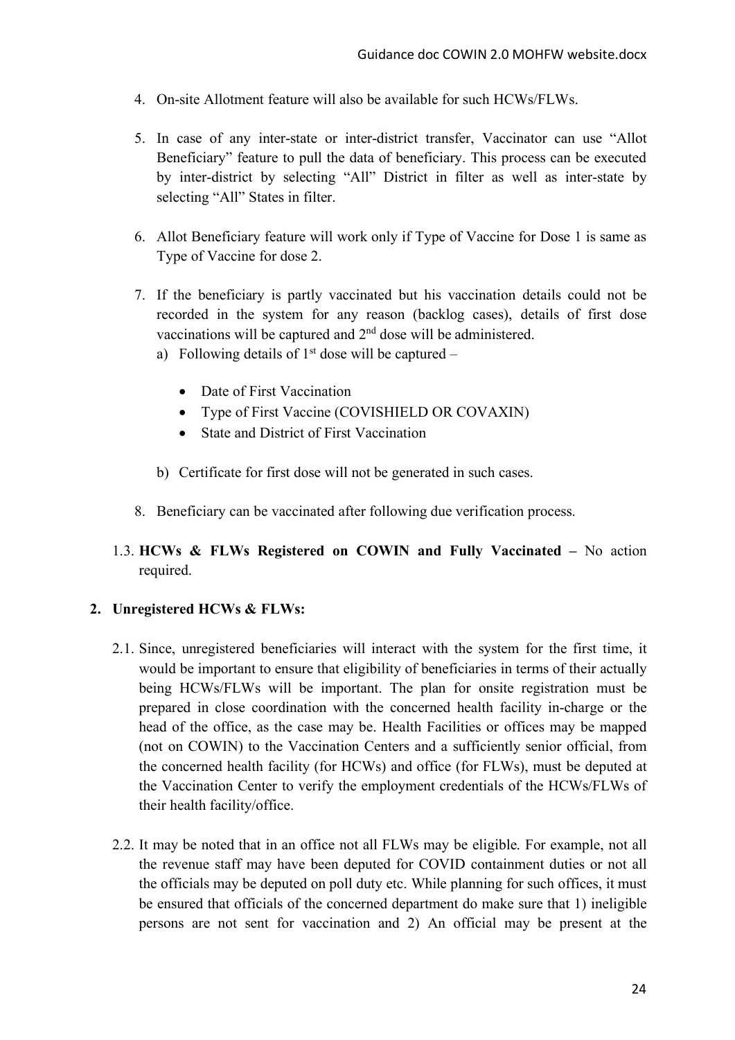4. On-site Allotment feature will also be available for such HCWs/FLWs.

5. In case of any inter-state or inter-district transfer, Vaccinator can use "Allot Beneficiary" feature to pull the data of beneficiary. This process can be executed by inter-district by selecting "All" District in filter as well as inter-state by selecting "All" States in filter.

6. Allot Beneficiary feature will work only if Type of Vaccine for Dose 1 is same as Type of Vaccine for dose 2.

7. If the beneficiary is partly vaccinated but his vaccination details could not be recorded in the system for any reason (backlog cases), details of first dose vaccinations will be captured and 2nd dose will be administered.
   a) Following details of 1st dose will be captured –
      - Date of First Vaccination
      - Type of First Vaccine (COVISHIELD OR COVAXIN)
      - State and District of First Vaccination

   b) Certificate for first dose will not be generated in such cases.

8. Beneficiary can be vaccinated after following due verification process.

1.3. **HCWs & FLWs Registered on COWIN and Fully Vaccinated –** No action required.

**2. Unregistered HCWs & FLWs:**

2.1. Since, unregistered beneficiaries will interact with the system for the first time, it would be important to ensure that eligibility of beneficiaries in terms of their actually being HCWs/FLWs will be important. The plan for onsite registration must be prepared in close coordination with the concerned health facility in-charge or the head of the office, as the case may be. Health Facilities or offices may be mapped (not on COWIN) to the Vaccination Centers and a sufficiently senior official, from the concerned health facility (for HCWs) and office (for FLWs), must be deputed at the Vaccination Center to verify the employment credentials of the HCWs/FLWs of their health facility/office.

2.2. It may be noted that in an office not all FLWs may be eligible. For example, not all the revenue staff may have been deputed for COVID containment duties or not all the officials may be deputed on poll duty etc. While planning for such offices, it must be ensured that officials of the concerned department do make sure that 1) ineligible persons are not sent for vaccination and 2) An official may be present at the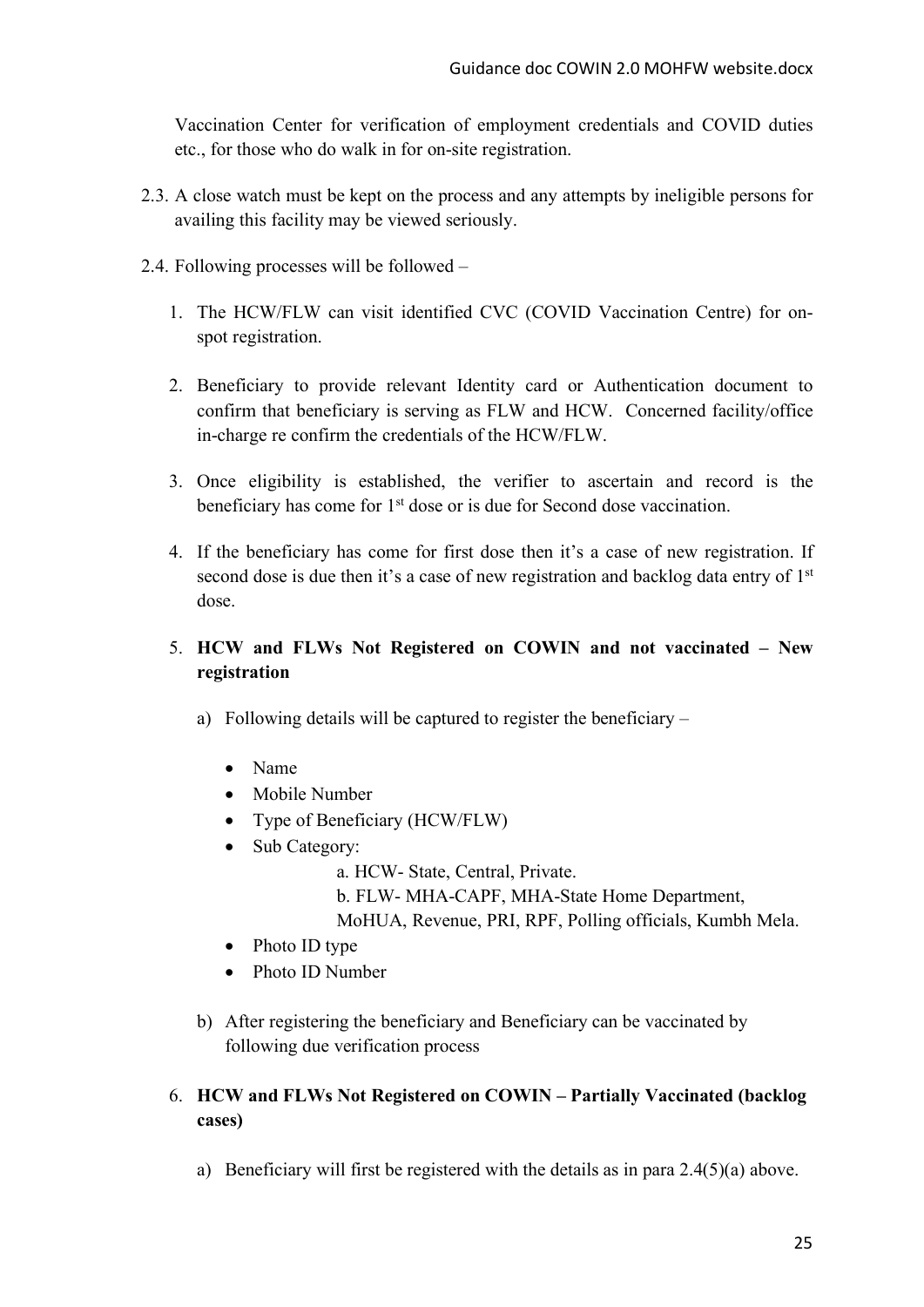Vaccination Center for verification of employment credentials and COVID duties etc., for those who do walk in for on-site registration.

2.3. A close watch must be kept on the process and any attempts by ineligible persons for availing this facility may be viewed seriously.

2.4. Following processes will be followed –

1. The HCW/FLW can visit identified CVC (COVID Vaccination Centre) for on-spot registration.

2. Beneficiary to provide relevant Identity card or Authentication document to confirm that beneficiary is serving as FLW and HCW. Concerned facility/office in-charge re confirm the credentials of the HCW/FLW.

3. Once eligibility is established, the verifier to ascertain and record is the beneficiary has come for 1st dose or is due for Second dose vaccination.

4. If the beneficiary has come for first dose then it's a case of new registration. If second dose is due then it's a case of new registration and backlog data entry of 1st dose.

5. **HCW and FLWs Not Registered on COWIN and not vaccinated – New registration**

   a) Following details will be captured to register the beneficiary –

      - Name
      - Mobile Number
      - Type of Beneficiary (HCW/FLW)
      - Sub Category:
        
        a. HCW- State, Central, Private.
        
        b. FLW- MHA-CAPF, MHA-State Home Department, MoHUA, Revenue, PRI, RPF, Polling officials, Kumbh Mela.
      - Photo ID type
      - Photo ID Number

   b) After registering the beneficiary and Beneficiary can be vaccinated by following due verification process

6. **HCW and FLWs Not Registered on COWIN – Partially Vaccinated (backlog cases)**

   a) Beneficiary will first be registered with the details as in para 2.4(5)(a) above.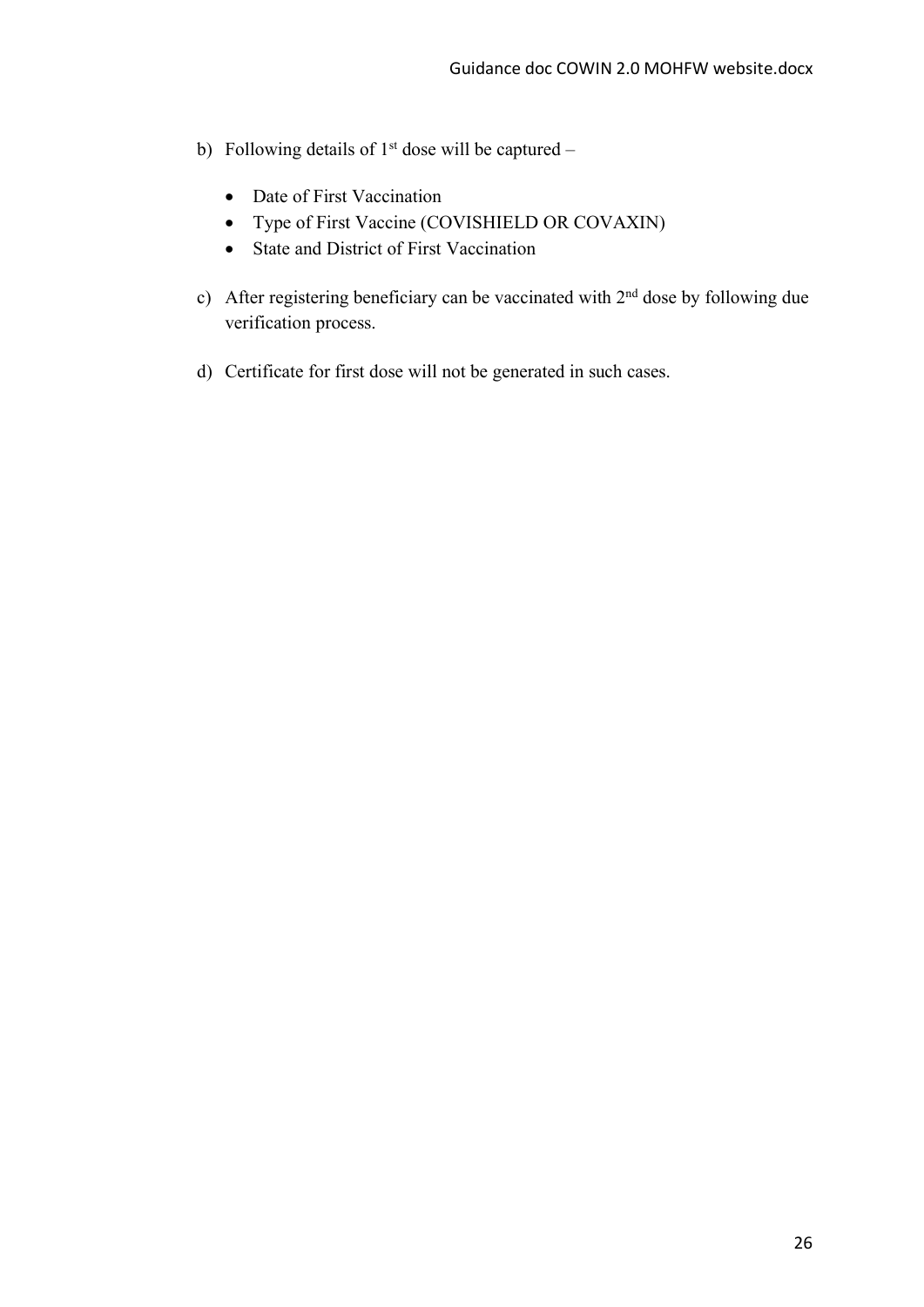b) Following details of 1st dose will be captured –

- Date of First Vaccination
- Type of First Vaccine (COVISHIELD OR COVAXIN)
- State and District of First Vaccination

c) After registering beneficiary can be vaccinated with 2nd dose by following due verification process.

d) Certificate for first dose will not be generated in such cases.